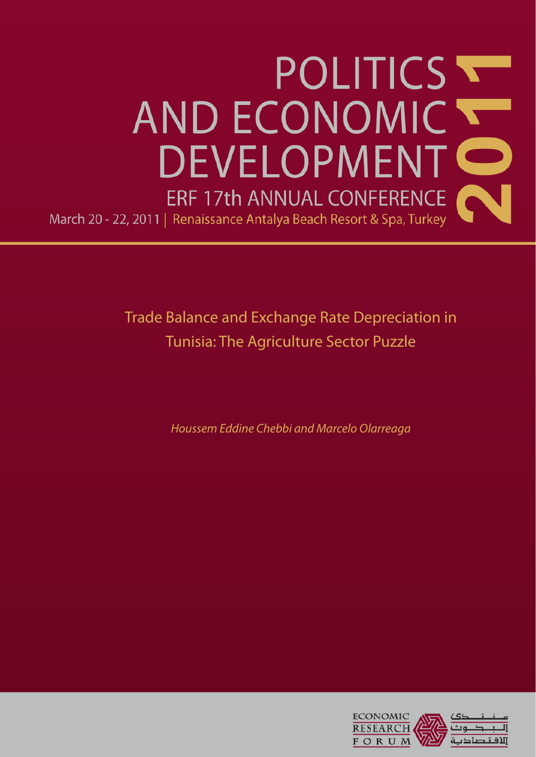# POLITICS AND ECONOMIC DEVELOPMENT 2011

## ERF 17th ANNUAL CONFERENCE

March 20 - 22, 2011 | Renaissance Antalya Beach Resort & Spa, Turkey

# Trade Balance and Exchange Rate Depreciation in Tunisia: The Agriculture Sector Puzzle

*Houssem Eddine Chebbi and Marcelo Olarreaga*

ECONOMIC RESEARCH FORUM

منتدى البحوث الاقتصادية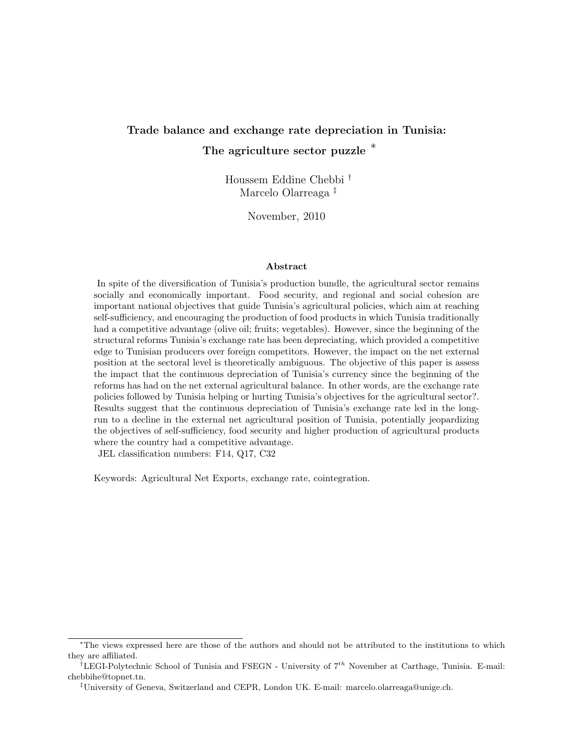# Trade balance and exchange rate depreciation in Tunisia: The agriculture sector puzzle [*]

Houssem Eddine Chebbi [†]
Marcelo Olarreaga [‡]

November, 2010

### Abstract

In spite of the diversification of Tunisia's production bundle, the agricultural sector remains socially and economically important. Food security, and regional and social cohesion are important national objectives that guide Tunisia's agricultural policies, which aim at reaching self-sufficiency, and encouraging the production of food products in which Tunisia traditionally had a competitive advantage (olive oil; fruits; vegetables). However, since the beginning of the structural reforms Tunisia's exchange rate has been depreciating, which provided a competitive edge to Tunisian producers over foreign competitors. However, the impact on the net external position at the sectoral level is theoretically ambiguous. The objective of this paper is assess the impact that the continuous depreciation of Tunisia's currency since the beginning of the reforms has had on the net external agricultural balance. In other words, are the exchange rate policies followed by Tunisia helping or hurting Tunisia's objectives for the agricultural sector?. Results suggest that the continuous depreciation of Tunisia's exchange rate led in the long-run to a decline in the external net agricultural position of Tunisia, potentially jeopardizing the objectives of self-sufficiency, food security and higher production of agricultural products where the country had a competitive advantage.

JEL classification numbers: F14, Q17, C32

Keywords: Agricultural Net Exports, exchange rate, cointegration.

---

[*] The views expressed here are those of the authors and should not be attributed to the institutions to which they are affiliated.

[†] LEGI-Polytechnic School of Tunisia and FSEGN - University of $7^{th}$ November at Carthage, Tunisia. E-mail: chebbihe@topnet.tn.

[‡] University of Geneva, Switzerland and CEPR, London UK. E-mail: marcelo.olarreaga@unige.ch.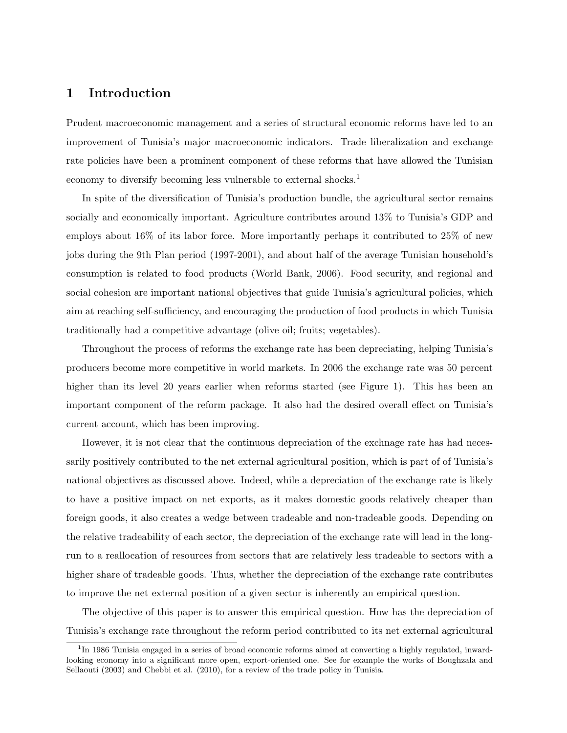# 1 Introduction

Prudent macroeconomic management and a series of structural economic reforms have led to an improvement of Tunisia's major macroeconomic indicators. Trade liberalization and exchange rate policies have been a prominent component of these reforms that have allowed the Tunisian economy to diversify becoming less vulnerable to external shocks.[1]

In spite of the diversification of Tunisia's production bundle, the agricultural sector remains socially and economically important. Agriculture contributes around 13% to Tunisia's GDP and employs about 16% of its labor force. More importantly perhaps it contributed to 25% of new jobs during the 9th Plan period (1997-2001), and about half of the average Tunisian household's consumption is related to food products (World Bank, 2006). Food security, and regional and social cohesion are important national objectives that guide Tunisia's agricultural policies, which aim at reaching self-sufficiency, and encouraging the production of food products in which Tunisia traditionally had a competitive advantage (olive oil; fruits; vegetables).

Throughout the process of reforms the exchange rate has been depreciating, helping Tunisia's producers become more competitive in world markets. In 2006 the exchange rate was 50 percent higher than its level 20 years earlier when reforms started (see Figure 1). This has been an important component of the reform package. It also had the desired overall effect on Tunisia's current account, which has been improving.

However, it is not clear that the continuous depreciation of the exchnage rate has had necessarily positively contributed to the net external agricultural position, which is part of of Tunisia's national objectives as discussed above. Indeed, while a depreciation of the exchange rate is likely to have a positive impact on net exports, as it makes domestic goods relatively cheaper than foreign goods, it also creates a wedge between tradeable and non-tradeable goods. Depending on the relative tradeability of each sector, the depreciation of the exchange rate will lead in the long-run to a reallocation of resources from sectors that are relatively less tradeable to sectors with a higher share of tradeable goods. Thus, whether the depreciation of the exchange rate contributes to improve the net external position of a given sector is inherently an empirical question.

The objective of this paper is to answer this empirical question. How has the depreciation of Tunisia's exchange rate throughout the reform period contributed to its net external agricultural

[1] In 1986 Tunisia engaged in a series of broad economic reforms aimed at converting a highly regulated, inward-looking economy into a significant more open, export-oriented one. See for example the works of Boughzala and Sellaouti (2003) and Chebbi et al. (2010), for a review of the trade policy in Tunisia.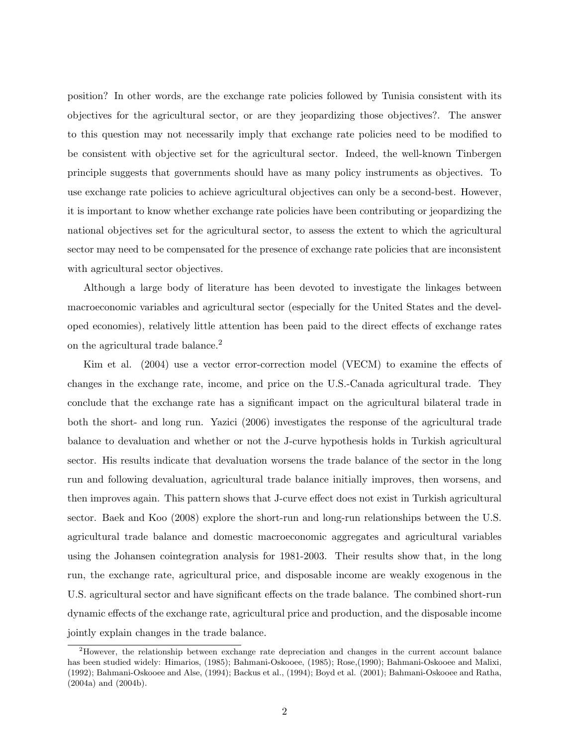position? In other words, are the exchange rate policies followed by Tunisia consistent with its objectives for the agricultural sector, or are they jeopardizing those objectives?. The answer to this question may not necessarily imply that exchange rate policies need to be modified to be consistent with objective set for the agricultural sector. Indeed, the well-known Tinbergen principle suggests that governments should have as many policy instruments as objectives. To use exchange rate policies to achieve agricultural objectives can only be a second-best. However, it is important to know whether exchange rate policies have been contributing or jeopardizing the national objectives set for the agricultural sector, to assess the extent to which the agricultural sector may need to be compensated for the presence of exchange rate policies that are inconsistent with agricultural sector objectives.

Although a large body of literature has been devoted to investigate the linkages between macroeconomic variables and agricultural sector (especially for the United States and the developed economies), relatively little attention has been paid to the direct effects of exchange rates on the agricultural trade balance.[2]

Kim et al. (2004) use a vector error-correction model (VECM) to examine the effects of changes in the exchange rate, income, and price on the U.S.-Canada agricultural trade. They conclude that the exchange rate has a significant impact on the agricultural bilateral trade in both the short- and long run. Yazici (2006) investigates the response of the agricultural trade balance to devaluation and whether or not the J-curve hypothesis holds in Turkish agricultural sector. His results indicate that devaluation worsens the trade balance of the sector in the long run and following devaluation, agricultural trade balance initially improves, then worsens, and then improves again. This pattern shows that J-curve effect does not exist in Turkish agricultural sector. Baek and Koo (2008) explore the short-run and long-run relationships between the U.S. agricultural trade balance and domestic macroeconomic aggregates and agricultural variables using the Johansen cointegration analysis for 1981-2003. Their results show that, in the long run, the exchange rate, agricultural price, and disposable income are weakly exogenous in the U.S. agricultural sector and have significant effects on the trade balance. The combined short-run dynamic effects of the exchange rate, agricultural price and production, and the disposable income jointly explain changes in the trade balance.

[2]However, the relationship between exchange rate depreciation and changes in the current account balance has been studied widely: Himarios, (1985); Bahmani-Oskooee, (1985); Rose,(1990); Bahmani-Oskooee and Malixi, (1992); Bahmani-Oskooee and Alse, (1994); Backus et al., (1994); Boyd et al. (2001); Bahmani-Oskooee and Ratha, (2004a) and (2004b).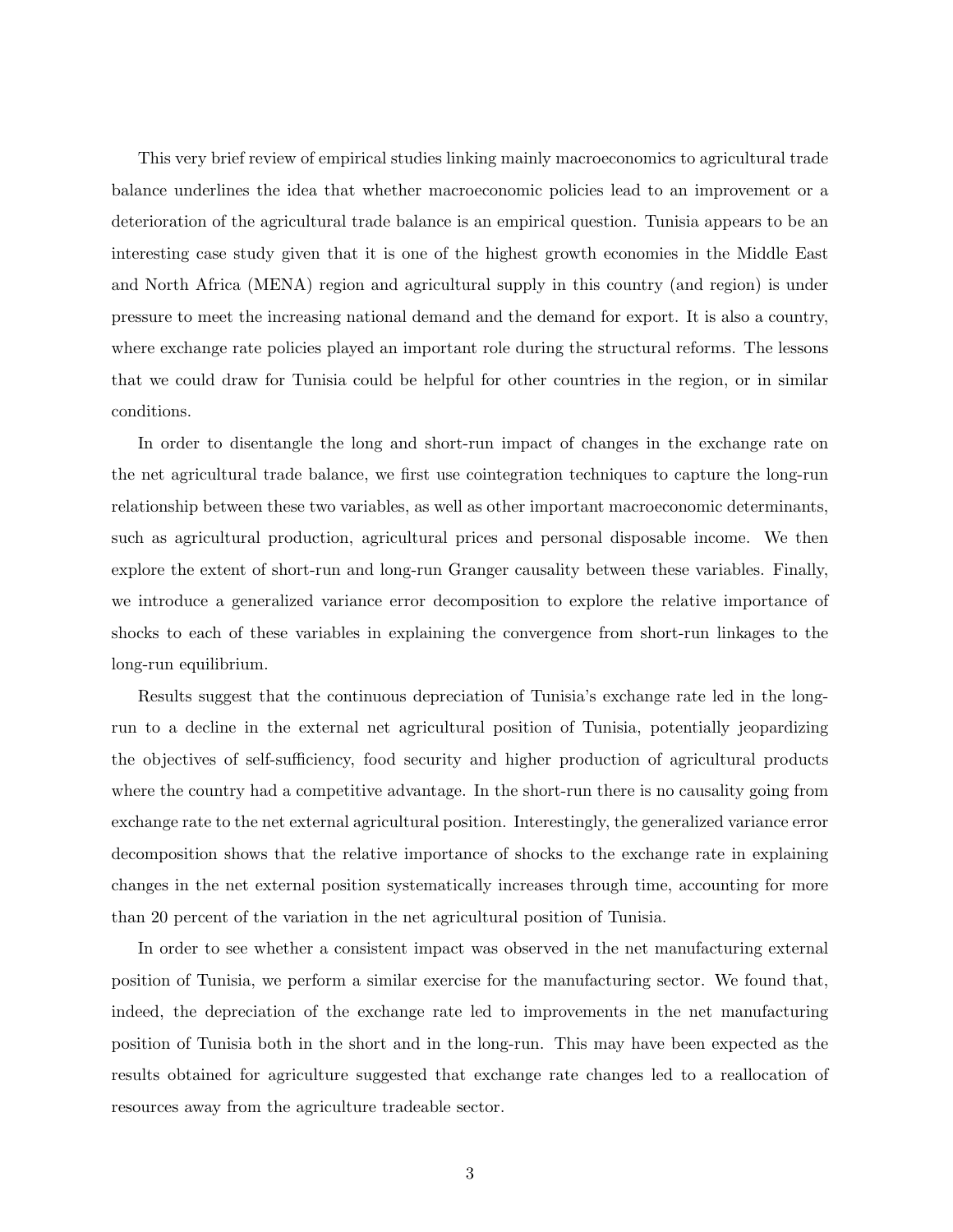This very brief review of empirical studies linking mainly macroeconomics to agricultural trade balance underlines the idea that whether macroeconomic policies lead to an improvement or a deterioration of the agricultural trade balance is an empirical question. Tunisia appears to be an interesting case study given that it is one of the highest growth economies in the Middle East and North Africa (MENA) region and agricultural supply in this country (and region) is under pressure to meet the increasing national demand and the demand for export. It is also a country, where exchange rate policies played an important role during the structural reforms. The lessons that we could draw for Tunisia could be helpful for other countries in the region, or in similar conditions.

In order to disentangle the long and short-run impact of changes in the exchange rate on the net agricultural trade balance, we first use cointegration techniques to capture the long-run relationship between these two variables, as well as other important macroeconomic determinants, such as agricultural production, agricultural prices and personal disposable income. We then explore the extent of short-run and long-run Granger causality between these variables. Finally, we introduce a generalized variance error decomposition to explore the relative importance of shocks to each of these variables in explaining the convergence from short-run linkages to the long-run equilibrium.

Results suggest that the continuous depreciation of Tunisia's exchange rate led in the long-run to a decline in the external net agricultural position of Tunisia, potentially jeopardizing the objectives of self-sufficiency, food security and higher production of agricultural products where the country had a competitive advantage. In the short-run there is no causality going from exchange rate to the net external agricultural position. Interestingly, the generalized variance error decomposition shows that the relative importance of shocks to the exchange rate in explaining changes in the net external position systematically increases through time, accounting for more than 20 percent of the variation in the net agricultural position of Tunisia.

In order to see whether a consistent impact was observed in the net manufacturing external position of Tunisia, we perform a similar exercise for the manufacturing sector. We found that, indeed, the depreciation of the exchange rate led to improvements in the net manufacturing position of Tunisia both in the short and in the long-run. This may have been expected as the results obtained for agriculture suggested that exchange rate changes led to a reallocation of resources away from the agriculture tradeable sector.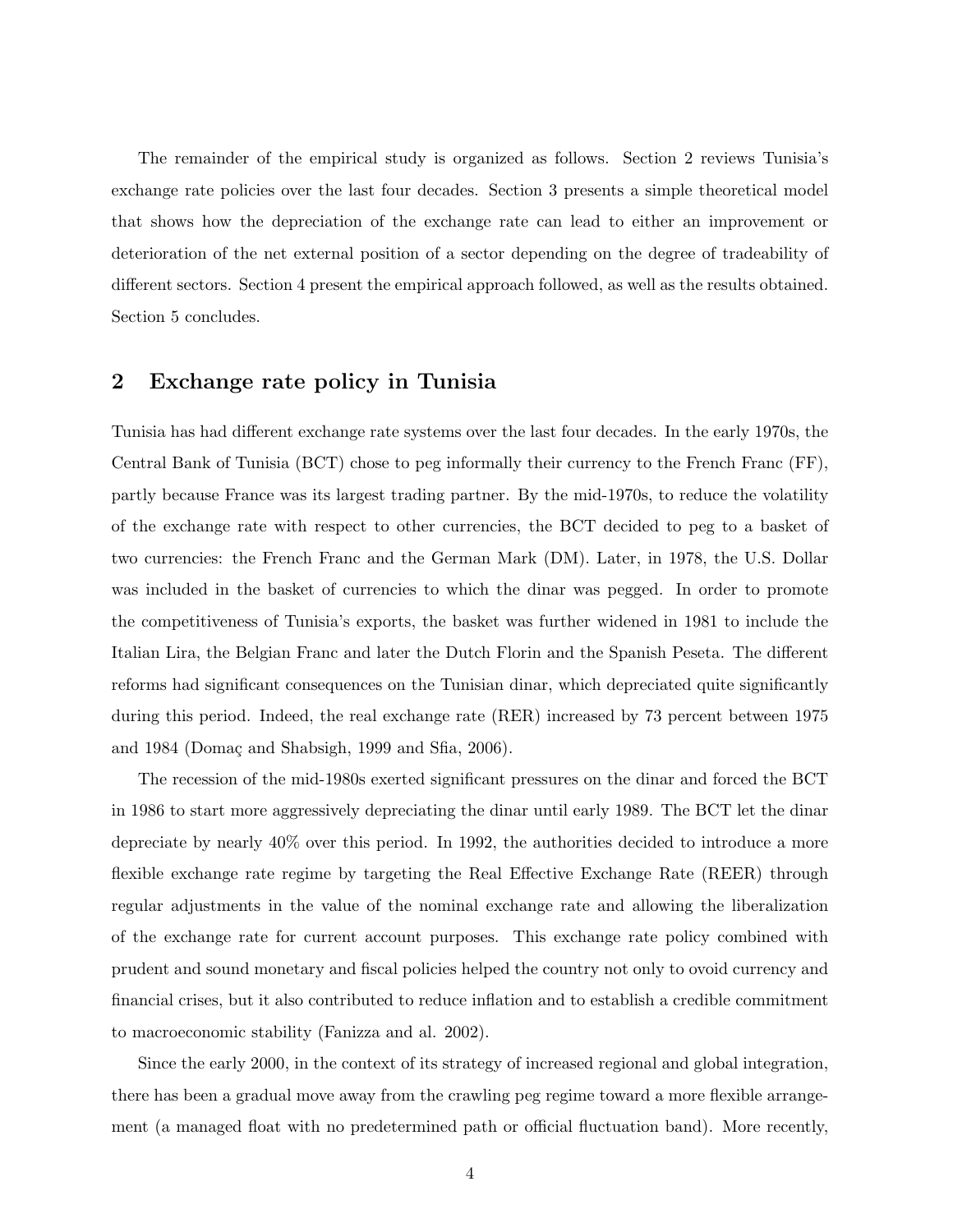The remainder of the empirical study is organized as follows. Section 2 reviews Tunisia's exchange rate policies over the last four decades. Section 3 presents a simple theoretical model that shows how the depreciation of the exchange rate can lead to either an improvement or deterioration of the net external position of a sector depending on the degree of tradeability of different sectors. Section 4 present the empirical approach followed, as well as the results obtained. Section 5 concludes.

## 2 Exchange rate policy in Tunisia

Tunisia has had different exchange rate systems over the last four decades. In the early 1970s, the Central Bank of Tunisia (BCT) chose to peg informally their currency to the French Franc (FF), partly because France was its largest trading partner. By the mid-1970s, to reduce the volatility of the exchange rate with respect to other currencies, the BCT decided to peg to a basket of two currencies: the French Franc and the German Mark (DM). Later, in 1978, the U.S. Dollar was included in the basket of currencies to which the dinar was pegged. In order to promote the competitiveness of Tunisia's exports, the basket was further widened in 1981 to include the Italian Lira, the Belgian Franc and later the Dutch Florin and the Spanish Peseta. The different reforms had significant consequences on the Tunisian dinar, which depreciated quite significantly during this period. Indeed, the real exchange rate (RER) increased by 73 percent between 1975 and 1984 (Domaç and Shabsigh, 1999 and Sfia, 2006).

The recession of the mid-1980s exerted significant pressures on the dinar and forced the BCT in 1986 to start more aggressively depreciating the dinar until early 1989. The BCT let the dinar depreciate by nearly 40% over this period. In 1992, the authorities decided to introduce a more flexible exchange rate regime by targeting the Real Effective Exchange Rate (REER) through regular adjustments in the value of the nominal exchange rate and allowing the liberalization of the exchange rate for current account purposes. This exchange rate policy combined with prudent and sound monetary and fiscal policies helped the country not only to ovoid currency and financial crises, but it also contributed to reduce inflation and to establish a credible commitment to macroeconomic stability (Fanizza and al. 2002).

Since the early 2000, in the context of its strategy of increased regional and global integration, there has been a gradual move away from the crawling peg regime toward a more flexible arrangement (a managed float with no predetermined path or official fluctuation band). More recently,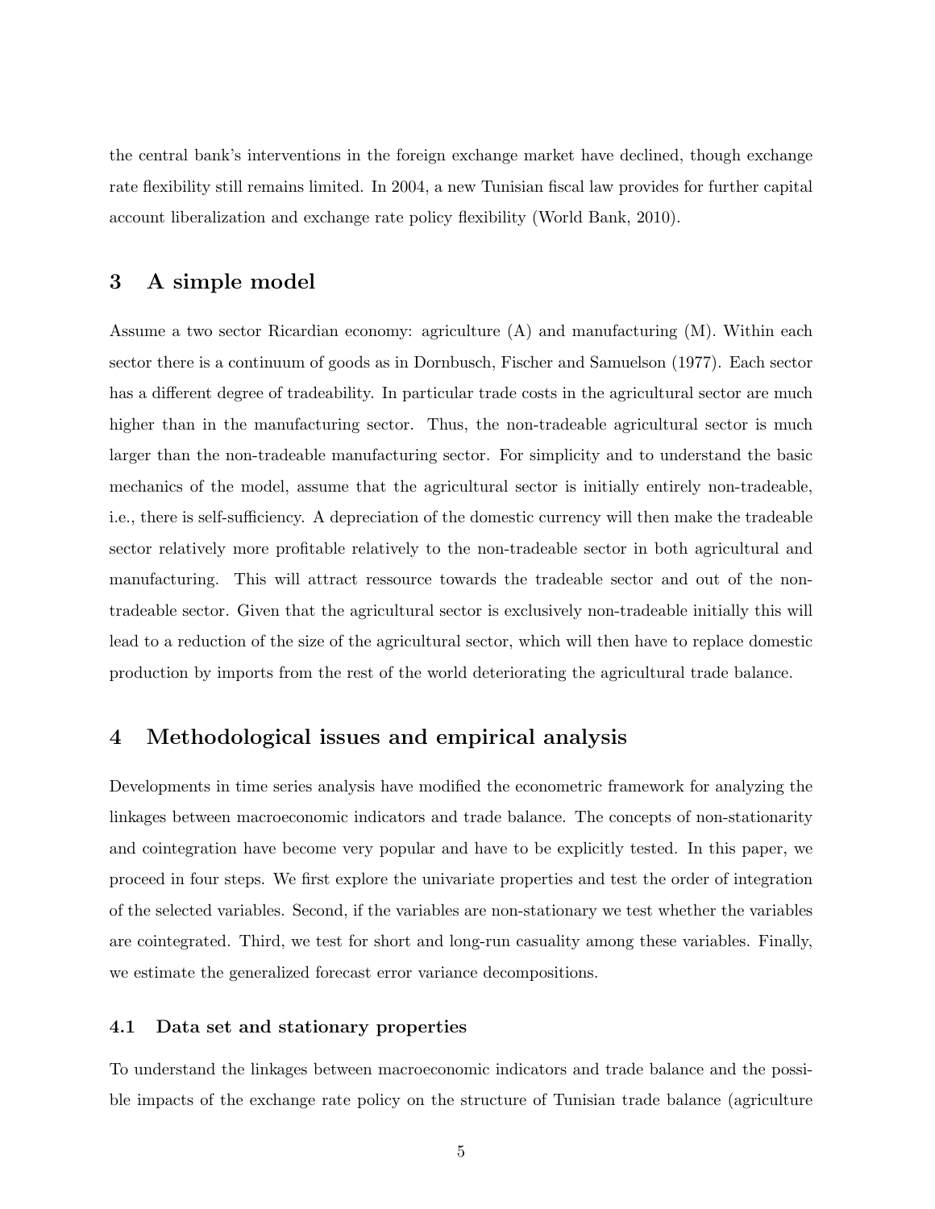the central bank's interventions in the foreign exchange market have declined, though exchange rate flexibility still remains limited. In 2004, a new Tunisian fiscal law provides for further capital account liberalization and exchange rate policy flexibility (World Bank, 2010).

## 3 A simple model

Assume a two sector Ricardian economy: agriculture (A) and manufacturing (M). Within each sector there is a continuum of goods as in Dornbusch, Fischer and Samuelson (1977). Each sector has a different degree of tradeability. In particular trade costs in the agricultural sector are much higher than in the manufacturing sector. Thus, the non-tradeable agricultural sector is much larger than the non-tradeable manufacturing sector. For simplicity and to understand the basic mechanics of the model, assume that the agricultural sector is initially entirely non-tradeable, i.e., there is self-sufficiency. A depreciation of the domestic currency will then make the tradeable sector relatively more profitable relatively to the non-tradeable sector in both agricultural and manufacturing. This will attract ressource towards the tradeable sector and out of the non-tradeable sector. Given that the agricultural sector is exclusively non-tradeable initially this will lead to a reduction of the size of the agricultural sector, which will then have to replace domestic production by imports from the rest of the world deteriorating the agricultural trade balance.

## 4 Methodological issues and empirical analysis

Developments in time series analysis have modified the econometric framework for analyzing the linkages between macroeconomic indicators and trade balance. The concepts of non-stationarity and cointegration have become very popular and have to be explicitly tested. In this paper, we proceed in four steps. We first explore the univariate properties and test the order of integration of the selected variables. Second, if the variables are non-stationary we test whether the variables are cointegrated. Third, we test for short and long-run casuality among these variables. Finally, we estimate the generalized forecast error variance decompositions.

### 4.1 Data set and stationary properties

To understand the linkages between macroeconomic indicators and trade balance and the possible impacts of the exchange rate policy on the structure of Tunisian trade balance (agriculture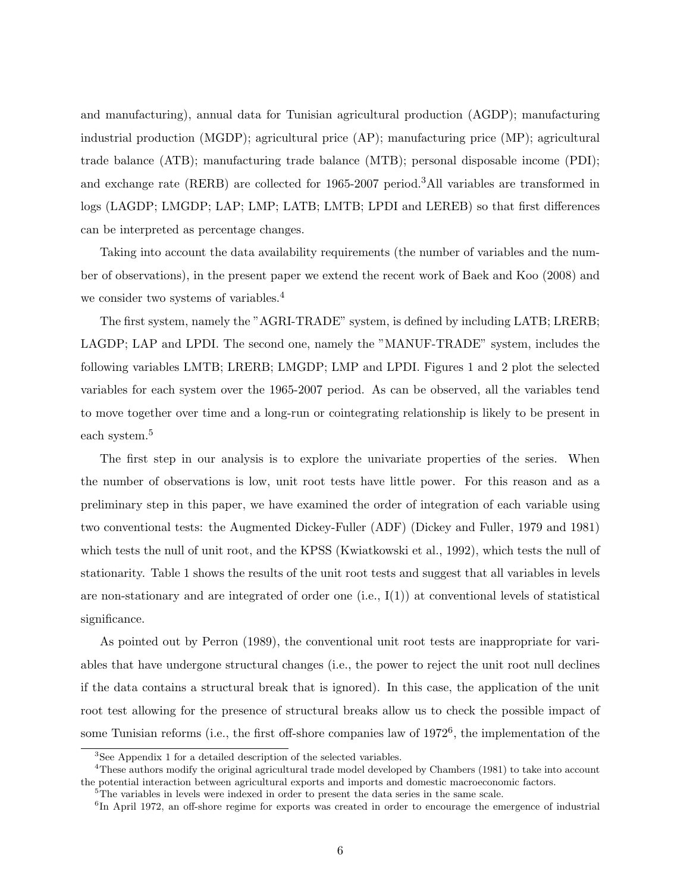and manufacturing), annual data for Tunisian agricultural production (AGDP); manufacturing industrial production (MGDP); agricultural price (AP); manufacturing price (MP); agricultural trade balance (ATB); manufacturing trade balance (MTB); personal disposable income (PDI); and exchange rate (RERB) are collected for 1965-2007 period.[3]All variables are transformed in logs (LAGDP; LMGDP; LAP; LMP; LATB; LMTB; LPDI and LEREB) so that first differences can be interpreted as percentage changes.

Taking into account the data availability requirements (the number of variables and the number of observations), in the present paper we extend the recent work of Baek and Koo (2008) and we consider two systems of variables.[4]

The first system, namely the "AGRI-TRADE" system, is defined by including LATB; LRERB; LAGDP; LAP and LPDI. The second one, namely the "MANUF-TRADE" system, includes the following variables LMTB; LRERB; LMGDP; LMP and LPDI. Figures 1 and 2 plot the selected variables for each system over the 1965-2007 period. As can be observed, all the variables tend to move together over time and a long-run or cointegrating relationship is likely to be present in each system.[5]

The first step in our analysis is to explore the univariate properties of the series. When the number of observations is low, unit root tests have little power. For this reason and as a preliminary step in this paper, we have examined the order of integration of each variable using two conventional tests: the Augmented Dickey-Fuller (ADF) (Dickey and Fuller, 1979 and 1981) which tests the null of unit root, and the KPSS (Kwiatkowski et al., 1992), which tests the null of stationarity. Table 1 shows the results of the unit root tests and suggest that all variables in levels are non-stationary and are integrated of order one (i.e., I(1)) at conventional levels of statistical significance.

As pointed out by Perron (1989), the conventional unit root tests are inappropriate for variables that have undergone structural changes (i.e., the power to reject the unit root null declines if the data contains a structural break that is ignored). In this case, the application of the unit root test allowing for the presence of structural breaks allow us to check the possible impact of some Tunisian reforms (i.e., the first off-shore companies law of 1972[6], the implementation of the

[3]See Appendix 1 for a detailed description of the selected variables.

[4]These authors modify the original agricultural trade model developed by Chambers (1981) to take into account the potential interaction between agricultural exports and imports and domestic macroeconomic factors.

[5]The variables in levels were indexed in order to present the data series in the same scale.

[6]In April 1972, an off-shore regime for exports was created in order to encourage the emergence of industrial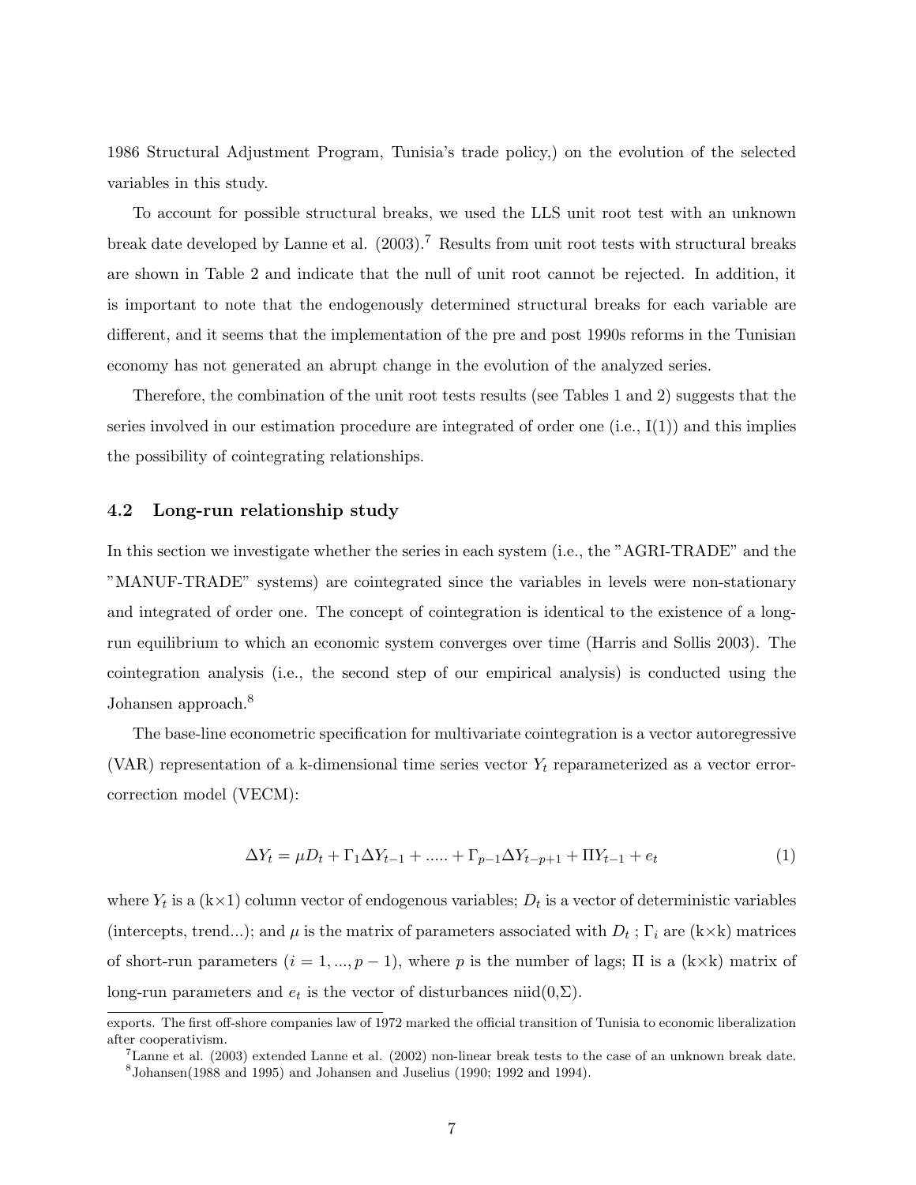1986 Structural Adjustment Program, Tunisia's trade policy,) on the evolution of the selected variables in this study.

To account for possible structural breaks, we used the LLS unit root test with an unknown break date developed by Lanne et al. (2003).[7] Results from unit root tests with structural breaks are shown in Table 2 and indicate that the null of unit root cannot be rejected. In addition, it is important to note that the endogenously determined structural breaks for each variable are different, and it seems that the implementation of the pre and post 1990s reforms in the Tunisian economy has not generated an abrupt change in the evolution of the analyzed series.

Therefore, the combination of the unit root tests results (see Tables 1 and 2) suggests that the series involved in our estimation procedure are integrated of order one (i.e., I(1)) and this implies the possibility of cointegrating relationships.

### 4.2 Long-run relationship study

In this section we investigate whether the series in each system (i.e., the "AGRI-TRADE" and the "MANUF-TRADE" systems) are cointegrated since the variables in levels were non-stationary and integrated of order one. The concept of cointegration is identical to the existence of a long-run equilibrium to which an economic system converges over time (Harris and Sollis 2003). The cointegration analysis (i.e., the second step of our empirical analysis) is conducted using the Johansen approach.[8]

The base-line econometric specification for multivariate cointegration is a vector autoregressive (VAR) representation of a k-dimensional time series vector $Y_t$ reparameterized as a vector error-correction model (VECM):

$$\Delta Y_t = \mu D_t + \Gamma_1 \Delta Y_{t-1} + ..... + \Gamma_{p-1} \Delta Y_{t-p+1} + \Pi Y_{t-1} + e_t \tag{1}$$

where $Y_t$ is a (k×1) column vector of endogenous variables; $D_t$ is a vector of deterministic variables (intercepts, trend...); and $\mu$ is the matrix of parameters associated with $D_t$ ; $\Gamma_i$ are (k×k) matrices of short-run parameters ($i = 1, ..., p-1$), where $p$ is the number of lags; $\Pi$ is a (k×k) matrix of long-run parameters and $e_t$ is the vector of disturbances niid$(0,\Sigma)$.

---

exports. The first off-shore companies law of 1972 marked the official transition of Tunisia to economic liberalization after cooperativism.

[7] Lanne et al. (2003) extended Lanne et al. (2002) non-linear break tests to the case of an unknown break date.

[8] Johansen(1988 and 1995) and Johansen and Juselius (1990; 1992 and 1994).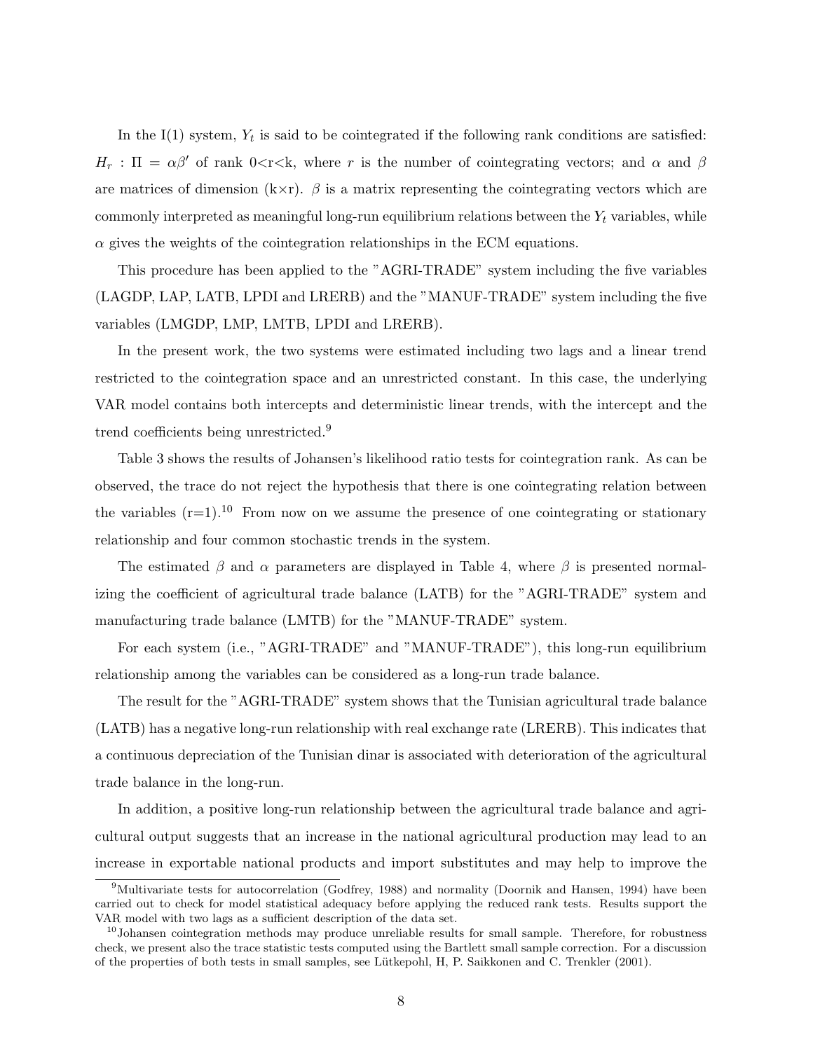In the I(1) system, $Y_t$ is said to be cointegrated if the following rank conditions are satisfied: $H_r : \Pi = \alpha\beta'$ of rank 0<r<k, where $r$ is the number of cointegrating vectors; and $\alpha$ and $\beta$ are matrices of dimension (k×r). $\beta$ is a matrix representing the cointegrating vectors which are commonly interpreted as meaningful long-run equilibrium relations between the $Y_t$ variables, while $\alpha$ gives the weights of the cointegration relationships in the ECM equations.

This procedure has been applied to the "AGRI-TRADE" system including the five variables (LAGDP, LAP, LATB, LPDI and LRERB) and the "MANUF-TRADE" system including the five variables (LMGDP, LMP, LMTB, LPDI and LRERB).

In the present work, the two systems were estimated including two lags and a linear trend restricted to the cointegration space and an unrestricted constant. In this case, the underlying VAR model contains both intercepts and deterministic linear trends, with the intercept and the trend coefficients being unrestricted.[9]

Table 3 shows the results of Johansen's likelihood ratio tests for cointegration rank. As can be observed, the trace do not reject the hypothesis that there is one cointegrating relation between the variables (r=1).[10] From now on we assume the presence of one cointegrating or stationary relationship and four common stochastic trends in the system.

The estimated $\beta$ and $\alpha$ parameters are displayed in Table 4, where $\beta$ is presented normalizing the coefficient of agricultural trade balance (LATB) for the "AGRI-TRADE" system and manufacturing trade balance (LMTB) for the "MANUF-TRADE" system.

For each system (i.e., "AGRI-TRADE" and "MANUF-TRADE"), this long-run equilibrium relationship among the variables can be considered as a long-run trade balance.

The result for the "AGRI-TRADE" system shows that the Tunisian agricultural trade balance (LATB) has a negative long-run relationship with real exchange rate (LRERB). This indicates that a continuous depreciation of the Tunisian dinar is associated with deterioration of the agricultural trade balance in the long-run.

In addition, a positive long-run relationship between the agricultural trade balance and agricultural output suggests that an increase in the national agricultural production may lead to an increase in exportable national products and import substitutes and may help to improve the

[9] Multivariate tests for autocorrelation (Godfrey, 1988) and normality (Doornik and Hansen, 1994) have been carried out to check for model statistical adequacy before applying the reduced rank tests. Results support the VAR model with two lags as a sufficient description of the data set.

[10] Johansen cointegration methods may produce unreliable results for small sample. Therefore, for robustness check, we present also the trace statistic tests computed using the Bartlett small sample correction. For a discussion of the properties of both tests in small samples, see Lütkepohl, H, P. Saikkonen and C. Trenkler (2001).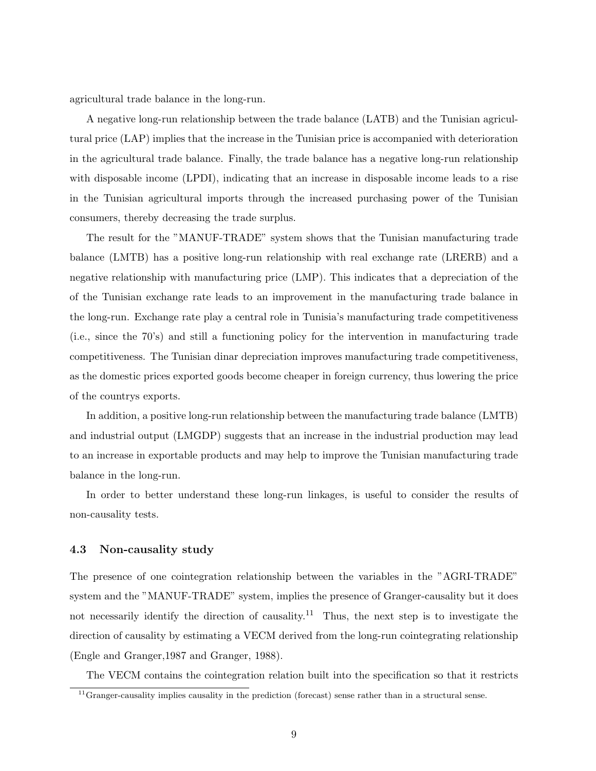agricultural trade balance in the long-run.

A negative long-run relationship between the trade balance (LATB) and the Tunisian agricultural price (LAP) implies that the increase in the Tunisian price is accompanied with deterioration in the agricultural trade balance. Finally, the trade balance has a negative long-run relationship with disposable income (LPDI), indicating that an increase in disposable income leads to a rise in the Tunisian agricultural imports through the increased purchasing power of the Tunisian consumers, thereby decreasing the trade surplus.

The result for the "MANUF-TRADE" system shows that the Tunisian manufacturing trade balance (LMTB) has a positive long-run relationship with real exchange rate (LRERB) and a negative relationship with manufacturing price (LMP). This indicates that a depreciation of the of the Tunisian exchange rate leads to an improvement in the manufacturing trade balance in the long-run. Exchange rate play a central role in Tunisia's manufacturing trade competitiveness (i.e., since the 70's) and still a functioning policy for the intervention in manufacturing trade competitiveness. The Tunisian dinar depreciation improves manufacturing trade competitiveness, as the domestic prices exported goods become cheaper in foreign currency, thus lowering the price of the countrys exports.

In addition, a positive long-run relationship between the manufacturing trade balance (LMTB) and industrial output (LMGDP) suggests that an increase in the industrial production may lead to an increase in exportable products and may help to improve the Tunisian manufacturing trade balance in the long-run.

In order to better understand these long-run linkages, is useful to consider the results of non-causality tests.

### 4.3 Non-causality study

The presence of one cointegration relationship between the variables in the "AGRI-TRADE" system and the "MANUF-TRADE" system, implies the presence of Granger-causality but it does not necessarily identify the direction of causality.[11] Thus, the next step is to investigate the direction of causality by estimating a VECM derived from the long-run cointegrating relationship (Engle and Granger,1987 and Granger, 1988).

The VECM contains the cointegration relation built into the specification so that it restricts

[11] Granger-causality implies causality in the prediction (forecast) sense rather than in a structural sense.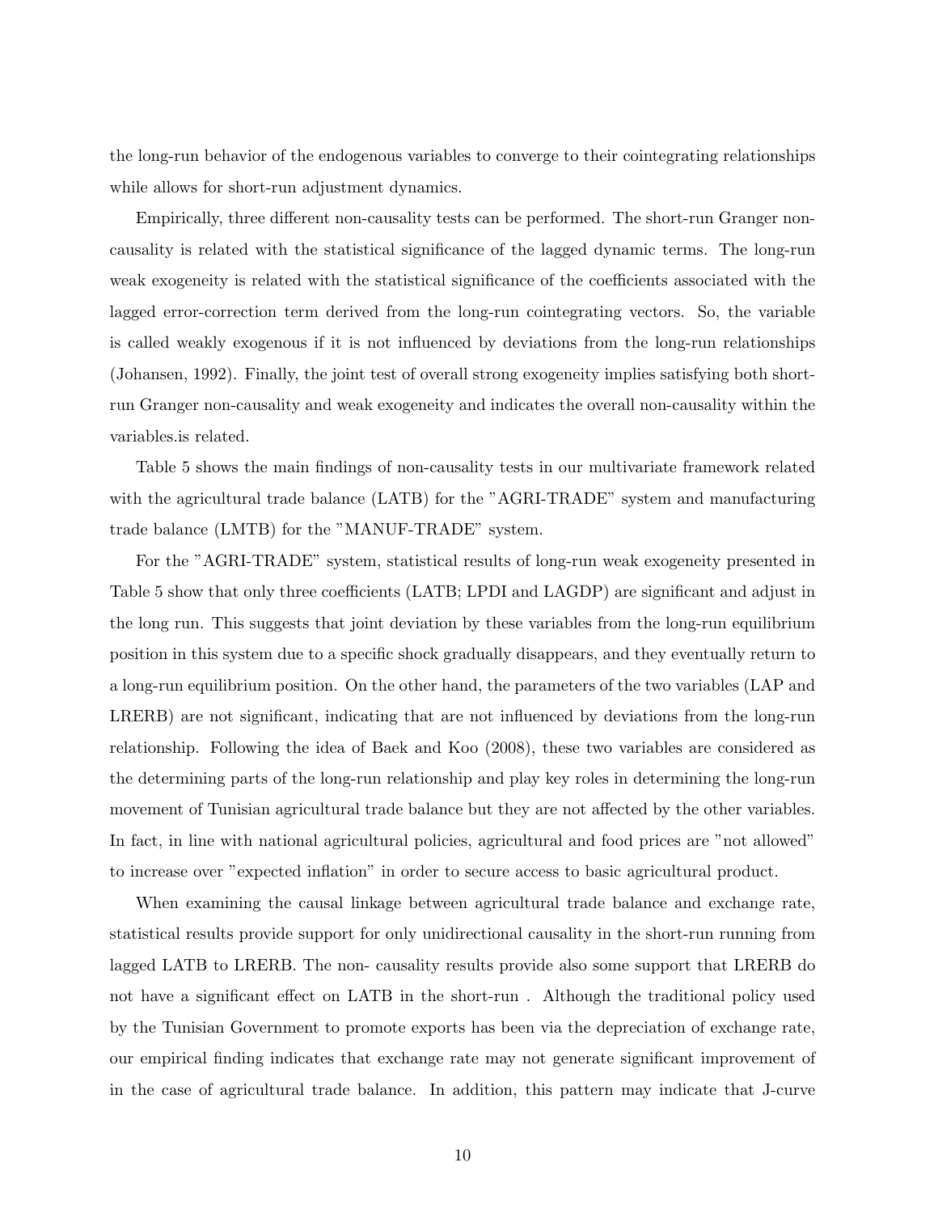the long-run behavior of the endogenous variables to converge to their cointegrating relationships while allows for short-run adjustment dynamics.

Empirically, three different non-causality tests can be performed. The short-run Granger non-causality is related with the statistical significance of the lagged dynamic terms. The long-run weak exogeneity is related with the statistical significance of the coefficients associated with the lagged error-correction term derived from the long-run cointegrating vectors. So, the variable is called weakly exogenous if it is not influenced by deviations from the long-run relationships (Johansen, 1992). Finally, the joint test of overall strong exogeneity implies satisfying both short-run Granger non-causality and weak exogeneity and indicates the overall non-causality within the variables.is related.

Table 5 shows the main findings of non-causality tests in our multivariate framework related with the agricultural trade balance (LATB) for the "AGRI-TRADE" system and manufacturing trade balance (LMTB) for the "MANUF-TRADE" system.

For the "AGRI-TRADE" system, statistical results of long-run weak exogeneity presented in Table 5 show that only three coefficients (LATB; LPDI and LAGDP) are significant and adjust in the long run. This suggests that joint deviation by these variables from the long-run equilibrium position in this system due to a specific shock gradually disappears, and they eventually return to a long-run equilibrium position. On the other hand, the parameters of the two variables (LAP and LRERB) are not significant, indicating that are not influenced by deviations from the long-run relationship. Following the idea of Baek and Koo (2008), these two variables are considered as the determining parts of the long-run relationship and play key roles in determining the long-run movement of Tunisian agricultural trade balance but they are not affected by the other variables. In fact, in line with national agricultural policies, agricultural and food prices are "not allowed" to increase over "expected inflation" in order to secure access to basic agricultural product.

When examining the causal linkage between agricultural trade balance and exchange rate, statistical results provide support for only unidirectional causality in the short-run running from lagged LATB to LRERB. The non- causality results provide also some support that LRERB do not have a significant effect on LATB in the short-run . Although the traditional policy used by the Tunisian Government to promote exports has been via the depreciation of exchange rate, our empirical finding indicates that exchange rate may not generate significant improvement of in the case of agricultural trade balance. In addition, this pattern may indicate that J-curve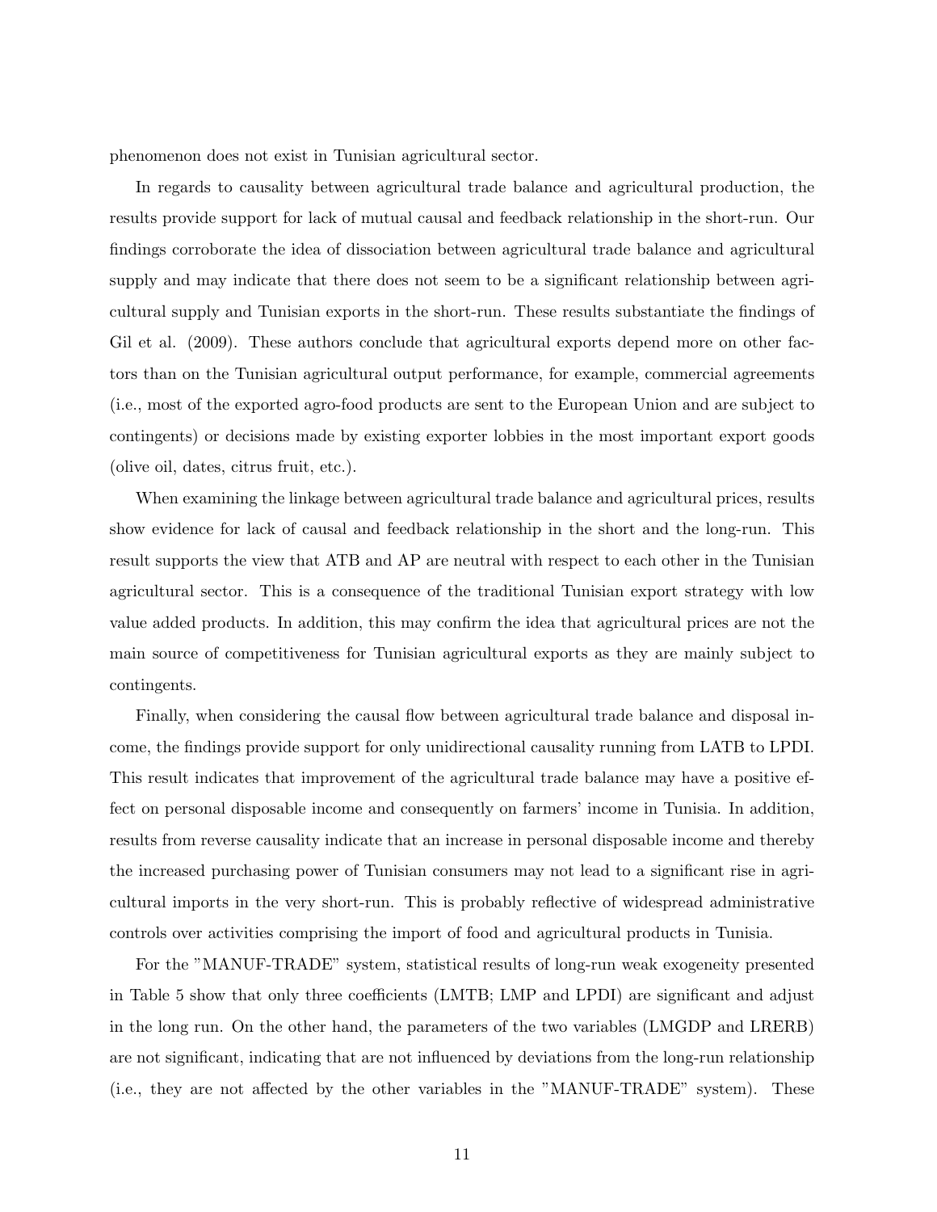phenomenon does not exist in Tunisian agricultural sector.

In regards to causality between agricultural trade balance and agricultural production, the results provide support for lack of mutual causal and feedback relationship in the short-run. Our findings corroborate the idea of dissociation between agricultural trade balance and agricultural supply and may indicate that there does not seem to be a significant relationship between agricultural supply and Tunisian exports in the short-run. These results substantiate the findings of Gil et al. (2009). These authors conclude that agricultural exports depend more on other factors than on the Tunisian agricultural output performance, for example, commercial agreements (i.e., most of the exported agro-food products are sent to the European Union and are subject to contingents) or decisions made by existing exporter lobbies in the most important export goods (olive oil, dates, citrus fruit, etc.).

When examining the linkage between agricultural trade balance and agricultural prices, results show evidence for lack of causal and feedback relationship in the short and the long-run. This result supports the view that ATB and AP are neutral with respect to each other in the Tunisian agricultural sector. This is a consequence of the traditional Tunisian export strategy with low value added products. In addition, this may confirm the idea that agricultural prices are not the main source of competitiveness for Tunisian agricultural exports as they are mainly subject to contingents.

Finally, when considering the causal flow between agricultural trade balance and disposal income, the findings provide support for only unidirectional causality running from LATB to LPDI. This result indicates that improvement of the agricultural trade balance may have a positive effect on personal disposable income and consequently on farmers' income in Tunisia. In addition, results from reverse causality indicate that an increase in personal disposable income and thereby the increased purchasing power of Tunisian consumers may not lead to a significant rise in agricultural imports in the very short-run. This is probably reflective of widespread administrative controls over activities comprising the import of food and agricultural products in Tunisia.

For the "MANUF-TRADE" system, statistical results of long-run weak exogeneity presented in Table 5 show that only three coefficients (LMTB; LMP and LPDI) are significant and adjust in the long run. On the other hand, the parameters of the two variables (LMGDP and LRERB) are not significant, indicating that are not influenced by deviations from the long-run relationship (i.e., they are not affected by the other variables in the "MANUF-TRADE" system). These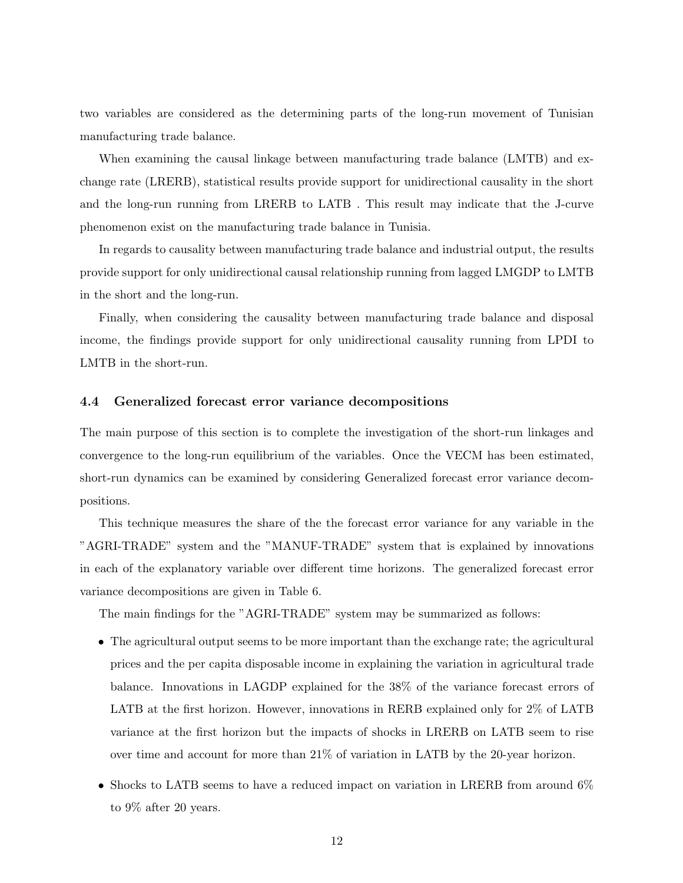two variables are considered as the determining parts of the long-run movement of Tunisian manufacturing trade balance.

When examining the causal linkage between manufacturing trade balance (LMTB) and exchange rate (LRERB), statistical results provide support for unidirectional causality in the short and the long-run running from LRERB to LATB . This result may indicate that the J-curve phenomenon exist on the manufacturing trade balance in Tunisia.

In regards to causality between manufacturing trade balance and industrial output, the results provide support for only unidirectional causal relationship running from lagged LMGDP to LMTB in the short and the long-run.

Finally, when considering the causality between manufacturing trade balance and disposal income, the findings provide support for only unidirectional causality running from LPDI to LMTB in the short-run.

### 4.4 Generalized forecast error variance decompositions

The main purpose of this section is to complete the investigation of the short-run linkages and convergence to the long-run equilibrium of the variables. Once the VECM has been estimated, short-run dynamics can be examined by considering Generalized forecast error variance decompositions.

This technique measures the share of the the forecast error variance for any variable in the "AGRI-TRADE" system and the "MANUF-TRADE" system that is explained by innovations in each of the explanatory variable over different time horizons. The generalized forecast error variance decompositions are given in Table 6.

The main findings for the "AGRI-TRADE" system may be summarized as follows:

- The agricultural output seems to be more important than the exchange rate; the agricultural prices and the per capita disposable income in explaining the variation in agricultural trade balance. Innovations in LAGDP explained for the 38% of the variance forecast errors of LATB at the first horizon. However, innovations in RERB explained only for 2% of LATB variance at the first horizon but the impacts of shocks in LRERB on LATB seem to rise over time and account for more than 21% of variation in LATB by the 20-year horizon.
- Shocks to LATB seems to have a reduced impact on variation in LRERB from around 6% to 9% after 20 years.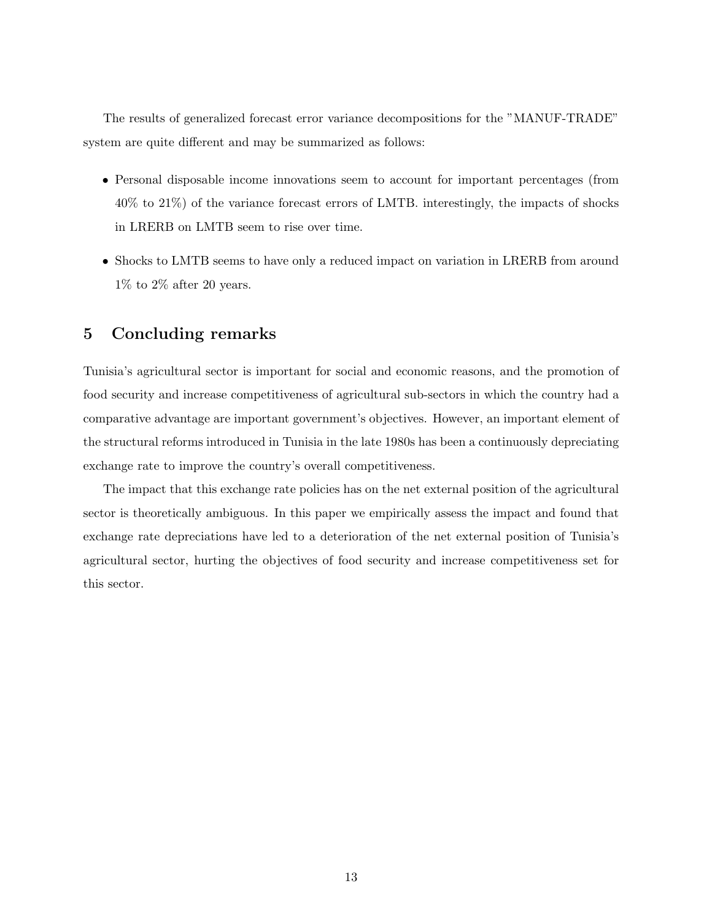The results of generalized forecast error variance decompositions for the "MANUF-TRADE" system are quite different and may be summarized as follows:

- Personal disposable income innovations seem to account for important percentages (from 40% to 21%) of the variance forecast errors of LMTB. interestingly, the impacts of shocks in LRERB on LMTB seem to rise over time.
- Shocks to LMTB seems to have only a reduced impact on variation in LRERB from around 1% to 2% after 20 years.

## 5 Concluding remarks

Tunisia's agricultural sector is important for social and economic reasons, and the promotion of food security and increase competitiveness of agricultural sub-sectors in which the country had a comparative advantage are important government's objectives. However, an important element of the structural reforms introduced in Tunisia in the late 1980s has been a continuously depreciating exchange rate to improve the country's overall competitiveness.

The impact that this exchange rate policies has on the net external position of the agricultural sector is theoretically ambiguous. In this paper we empirically assess the impact and found that exchange rate depreciations have led to a deterioration of the net external position of Tunisia's agricultural sector, hurting the objectives of food security and increase competitiveness set for this sector.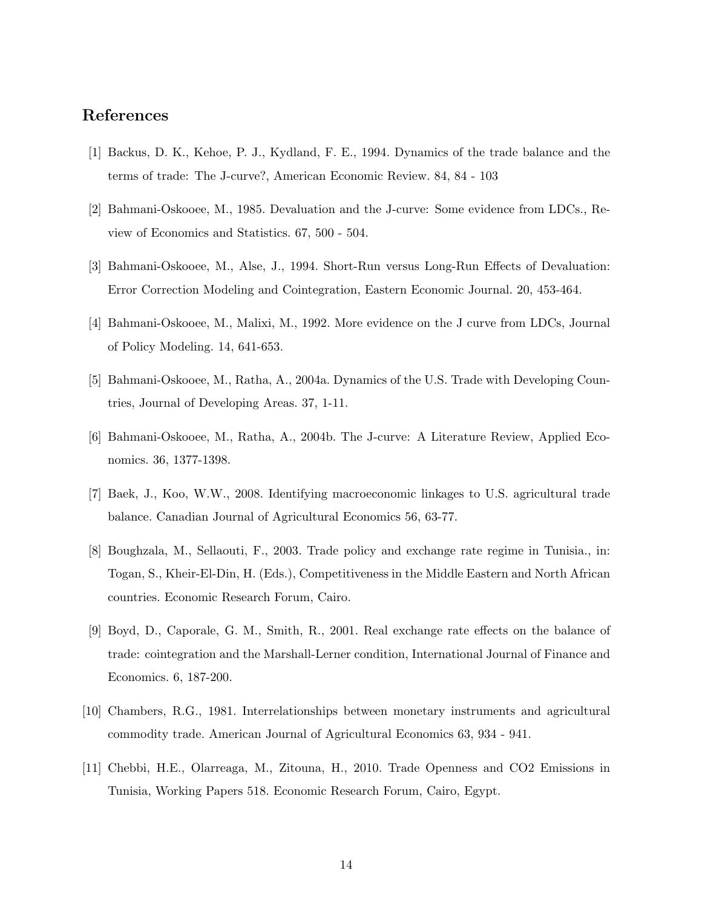## References

[1] Backus, D. K., Kehoe, P. J., Kydland, F. E., 1994. Dynamics of the trade balance and the terms of trade: The J-curve?, American Economic Review. 84, 84 - 103

[2] Bahmani-Oskooee, M., 1985. Devaluation and the J-curve: Some evidence from LDCs., Review of Economics and Statistics. 67, 500 - 504.

[3] Bahmani-Oskooee, M., Alse, J., 1994. Short-Run versus Long-Run Effects of Devaluation: Error Correction Modeling and Cointegration, Eastern Economic Journal. 20, 453-464.

[4] Bahmani-Oskooee, M., Malixi, M., 1992. More evidence on the J curve from LDCs, Journal of Policy Modeling. 14, 641-653.

[5] Bahmani-Oskooee, M., Ratha, A., 2004a. Dynamics of the U.S. Trade with Developing Countries, Journal of Developing Areas. 37, 1-11.

[6] Bahmani-Oskooee, M., Ratha, A., 2004b. The J-curve: A Literature Review, Applied Economics. 36, 1377-1398.

[7] Baek, J., Koo, W.W., 2008. Identifying macroeconomic linkages to U.S. agricultural trade balance. Canadian Journal of Agricultural Economics 56, 63-77.

[8] Boughzala, M., Sellaouti, F., 2003. Trade policy and exchange rate regime in Tunisia., in: Togan, S., Kheir-El-Din, H. (Eds.), Competitiveness in the Middle Eastern and North African countries. Economic Research Forum, Cairo.

[9] Boyd, D., Caporale, G. M., Smith, R., 2001. Real exchange rate effects on the balance of trade: cointegration and the Marshall-Lerner condition, International Journal of Finance and Economics. 6, 187-200.

[10] Chambers, R.G., 1981. Interrelationships between monetary instruments and agricultural commodity trade. American Journal of Agricultural Economics 63, 934 - 941.

[11] Chebbi, H.E., Olarreaga, M., Zitouna, H., 2010. Trade Openness and CO2 Emissions in Tunisia, Working Papers 518. Economic Research Forum, Cairo, Egypt.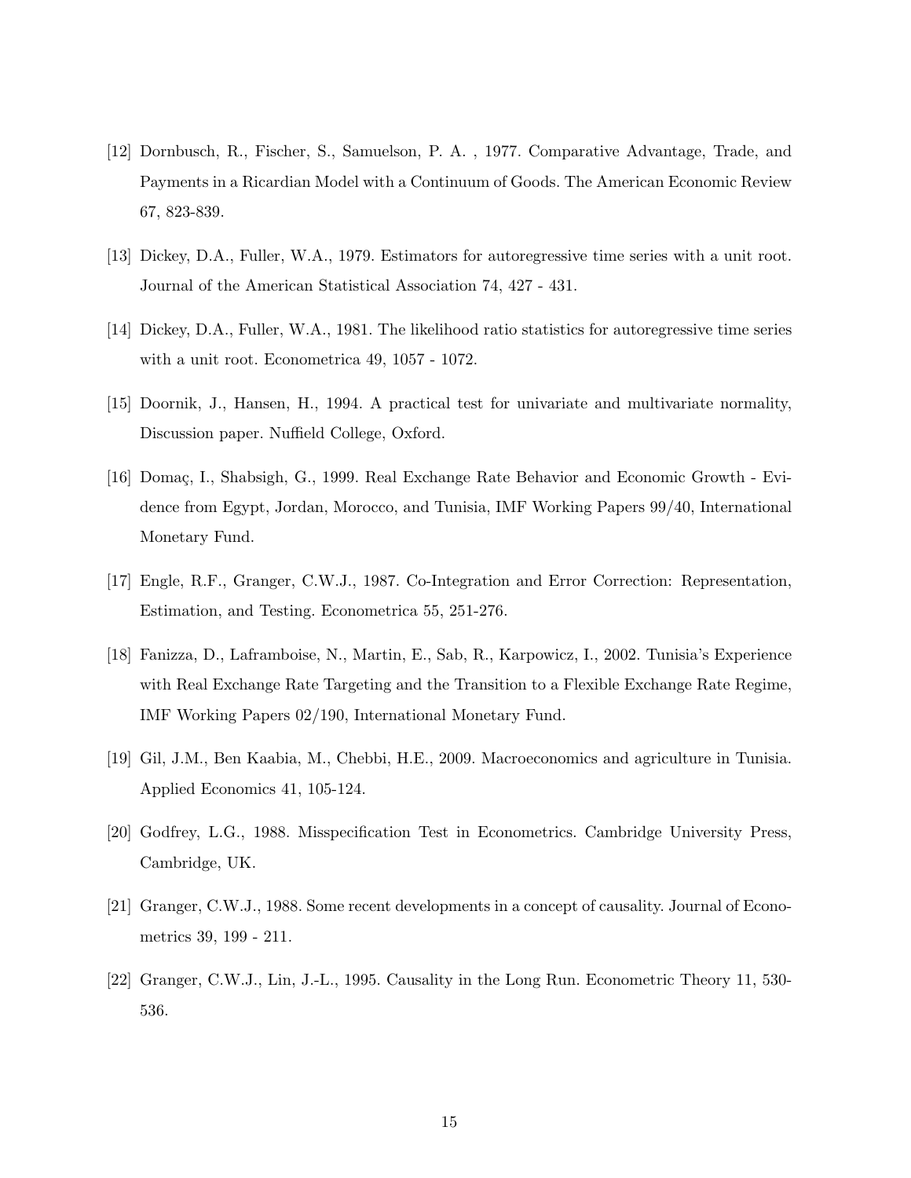[12] Dornbusch, R., Fischer, S., Samuelson, P. A. , 1977. Comparative Advantage, Trade, and Payments in a Ricardian Model with a Continuum of Goods. The American Economic Review 67, 823-839.

[13] Dickey, D.A., Fuller, W.A., 1979. Estimators for autoregressive time series with a unit root. Journal of the American Statistical Association 74, 427 - 431.

[14] Dickey, D.A., Fuller, W.A., 1981. The likelihood ratio statistics for autoregressive time series with a unit root. Econometrica 49, 1057 - 1072.

[15] Doornik, J., Hansen, H., 1994. A practical test for univariate and multivariate normality, Discussion paper. Nuffield College, Oxford.

[16] Domaç, I., Shabsigh, G., 1999. Real Exchange Rate Behavior and Economic Growth - Evidence from Egypt, Jordan, Morocco, and Tunisia, IMF Working Papers 99/40, International Monetary Fund.

[17] Engle, R.F., Granger, C.W.J., 1987. Co-Integration and Error Correction: Representation, Estimation, and Testing. Econometrica 55, 251-276.

[18] Fanizza, D., Laframboise, N., Martin, E., Sab, R., Karpowicz, I., 2002. Tunisia's Experience with Real Exchange Rate Targeting and the Transition to a Flexible Exchange Rate Regime, IMF Working Papers 02/190, International Monetary Fund.

[19] Gil, J.M., Ben Kaabia, M., Chebbi, H.E., 2009. Macroeconomics and agriculture in Tunisia. Applied Economics 41, 105-124.

[20] Godfrey, L.G., 1988. Misspecification Test in Econometrics. Cambridge University Press, Cambridge, UK.

[21] Granger, C.W.J., 1988. Some recent developments in a concept of causality. Journal of Econometrics 39, 199 - 211.

[22] Granger, C.W.J., Lin, J.-L., 1995. Causality in the Long Run. Econometric Theory 11, 530-536.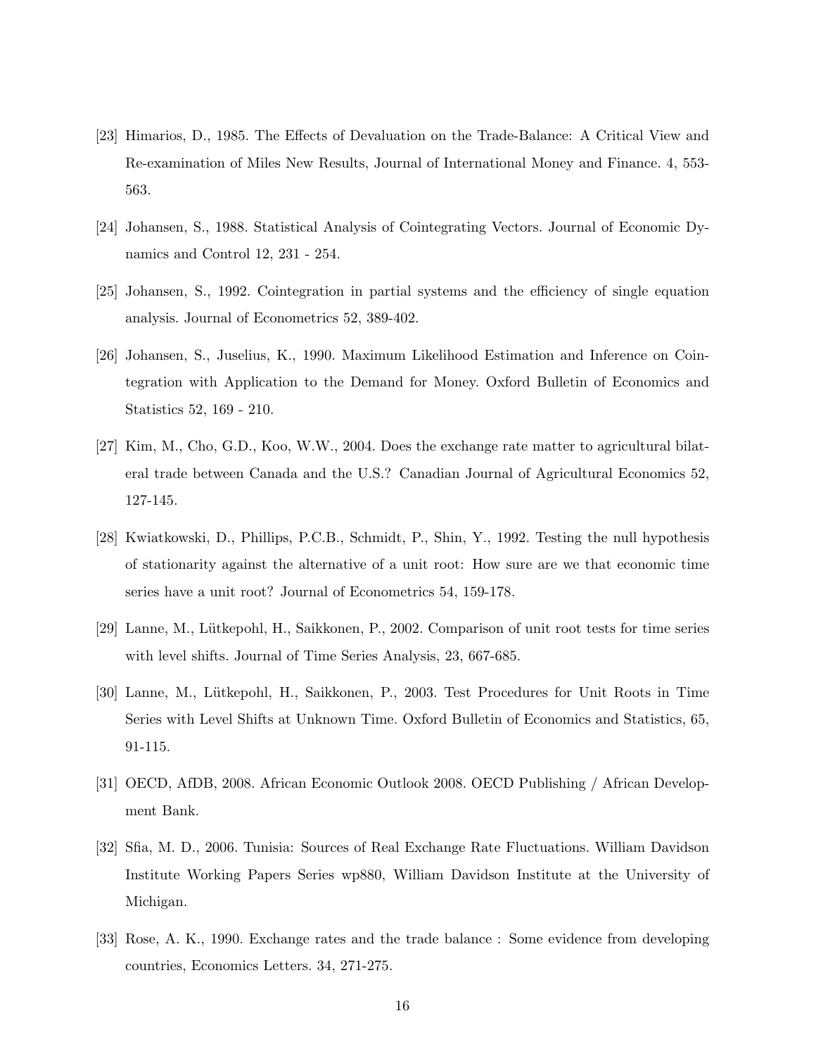[23] Himarios, D., 1985. The Effects of Devaluation on the Trade-Balance: A Critical View and Re-examination of Miles New Results, Journal of International Money and Finance. 4, 553-563.

[24] Johansen, S., 1988. Statistical Analysis of Cointegrating Vectors. Journal of Economic Dynamics and Control 12, 231 - 254.

[25] Johansen, S., 1992. Cointegration in partial systems and the efficiency of single equation analysis. Journal of Econometrics 52, 389-402.

[26] Johansen, S., Juselius, K., 1990. Maximum Likelihood Estimation and Inference on Cointegration with Application to the Demand for Money. Oxford Bulletin of Economics and Statistics 52, 169 - 210.

[27] Kim, M., Cho, G.D., Koo, W.W., 2004. Does the exchange rate matter to agricultural bilateral trade between Canada and the U.S.? Canadian Journal of Agricultural Economics 52, 127-145.

[28] Kwiatkowski, D., Phillips, P.C.B., Schmidt, P., Shin, Y., 1992. Testing the null hypothesis of stationarity against the alternative of a unit root: How sure are we that economic time series have a unit root? Journal of Econometrics 54, 159-178.

[29] Lanne, M., Lütkepohl, H., Saikkonen, P., 2002. Comparison of unit root tests for time series with level shifts. Journal of Time Series Analysis, 23, 667-685.

[30] Lanne, M., Lütkepohl, H., Saikkonen, P., 2003. Test Procedures for Unit Roots in Time Series with Level Shifts at Unknown Time. Oxford Bulletin of Economics and Statistics, 65, 91-115.

[31] OECD, AfDB, 2008. African Economic Outlook 2008. OECD Publishing / African Development Bank.

[32] Sfia, M. D., 2006. Tunisia: Sources of Real Exchange Rate Fluctuations. William Davidson Institute Working Papers Series wp880, William Davidson Institute at the University of Michigan.

[33] Rose, A. K., 1990. Exchange rates and the trade balance : Some evidence from developing countries, Economics Letters. 34, 271-275.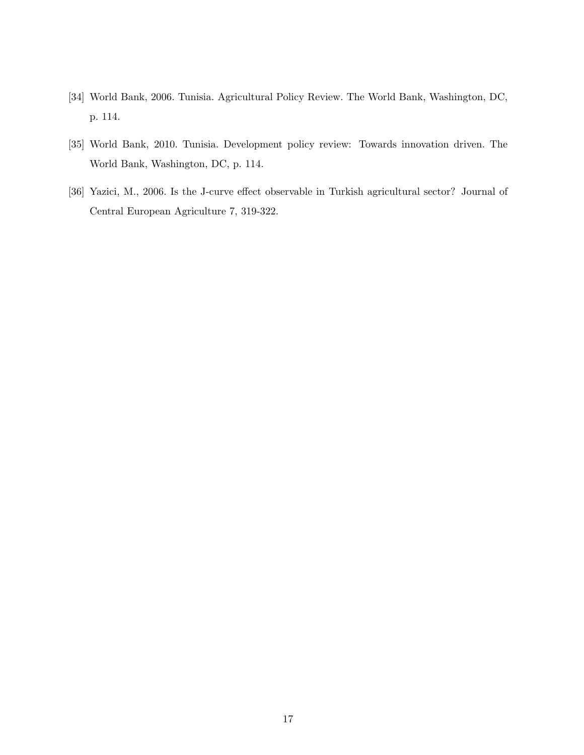[34] World Bank, 2006. Tunisia. Agricultural Policy Review. The World Bank, Washington, DC, p. 114.

[35] World Bank, 2010. Tunisia. Development policy review: Towards innovation driven. The World Bank, Washington, DC, p. 114.

[36] Yazici, M., 2006. Is the J-curve effect observable in Turkish agricultural sector? Journal of Central European Agriculture 7, 319-322.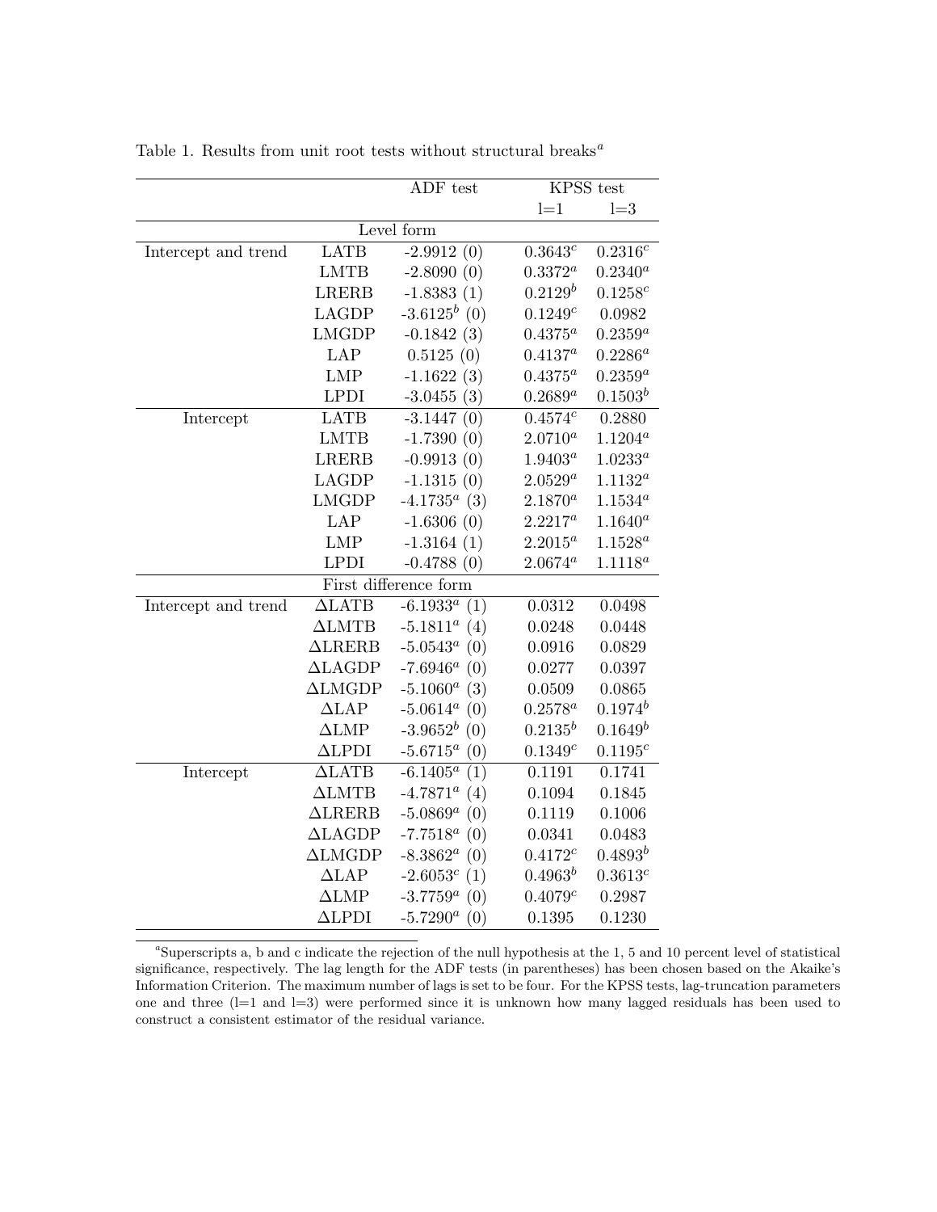Table 1. Results from unit root tests without structural breaks[a]

| | | ADF test | KPSS test | |
|---|---|---|---|---|
| | | | l=1 | l=3 |
| Level form | | | | |
| Intercept and trend | LATB | -2.9912 (0) | 0.3643[c] | 0.2316[c] |
| | LMTB | -2.8090 (0) | 0.3372[a] | 0.2340[a] |
| | LRERB | -1.8383 (1) | 0.2129[b] | 0.1258[c] |
| | LAGDP | -3.6125[b] (0) | 0.1249[c] | 0.0982 |
| | LMGDP | -0.1842 (3) | 0.4375[a] | 0.2359[a] |
| | LAP | 0.5125 (0) | 0.4137[a] | 0.2286[a] |
| | LMP | -1.1622 (3) | 0.4375[a] | 0.2359[a] |
| | LPDI | -3.0455 (3) | 0.2689[a] | 0.1503[b] |
| Intercept | LATB | -3.1447 (0) | 0.4574[c] | 0.2880 |
| | LMTB | -1.7390 (0) | 2.0710[a] | 1.1204[a] |
| | LRERB | -0.9913 (0) | 1.9403[a] | 1.0233[a] |
| | LAGDP | -1.1315 (0) | 2.0529[a] | 1.1132[a] |
| | LMGDP | -4.1735[a] (3) | 2.1870[a] | 1.1534[a] |
| | LAP | -1.6306 (0) | 2.2217[a] | 1.1640[a] |
| | LMP | -1.3164 (1) | 2.2015[a] | 1.1528[a] |
| | LPDI | -0.4788 (0) | 2.0674[a] | 1.1118[a] |
| First difference form | | | | |
| Intercept and trend | ΔLATB | -6.1933[a] (1) | 0.0312 | 0.0498 |
| | ΔLMTB | -5.1811[a] (4) | 0.0248 | 0.0448 |
| | ΔLRERB | -5.0543[a] (0) | 0.0916 | 0.0829 |
| | ΔLAGDP | -7.6946[a] (0) | 0.0277 | 0.0397 |
| | ΔLMGDP | -5.1060[a] (3) | 0.0509 | 0.0865 |
| | ΔLAP | -5.0614[a] (0) | 0.2578[a] | 0.1974[b] |
| | ΔLMP | -3.9652[b] (0) | 0.2135[b] | 0.1649[b] |
| | ΔLPDI | -5.6715[a] (0) | 0.1349[c] | 0.1195[c] |
| Intercept | ΔLATB | -6.1405[a] (1) | 0.1191 | 0.1741 |
| | ΔLMTB | -4.7871[a] (4) | 0.1094 | 0.1845 |
| | ΔLRERB | -5.0869[a] (0) | 0.1119 | 0.1006 |
| | ΔLAGDP | -7.7518[a] (0) | 0.0341 | 0.0483 |
| | ΔLMGDP | -8.3862[a] (0) | 0.4172[c] | 0.4893[b] |
| | ΔLAP | -2.6053[c] (1) | 0.4963[b] | 0.3613[c] |
| | ΔLMP | -3.7759[a] (0) | 0.4079[c] | 0.2987 |
| | ΔLPDI | -5.7290[a] (0) | 0.1395 | 0.1230 |

[a]Superscripts a, b and c indicate the rejection of the null hypothesis at the 1, 5 and 10 percent level of statistical significance, respectively. The lag length for the ADF tests (in parentheses) has been chosen based on the Akaike's Information Criterion. The maximum number of lags is set to be four. For the KPSS tests, lag-truncation parameters one and three (l=1 and l=3) were performed since it is unknown how many lagged residuals has been used to construct a consistent estimator of the residual variance.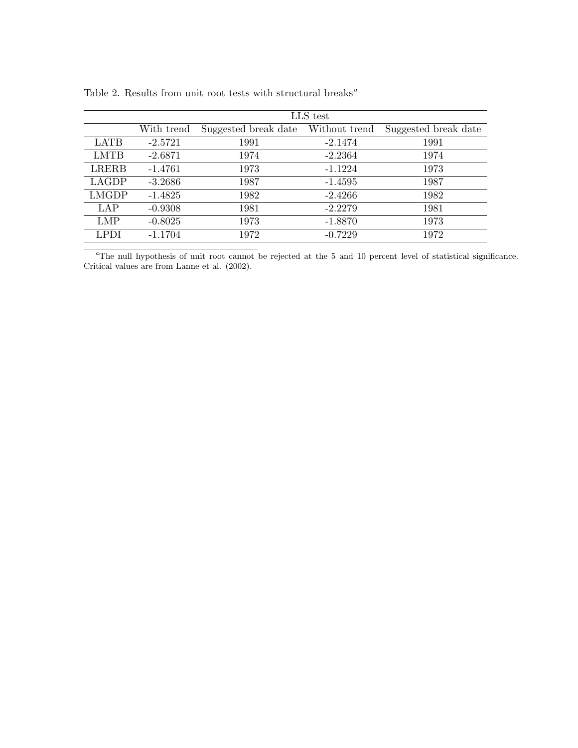Table 2. Results from unit root tests with structural breaks[a]

| | LLS test | | | |
|---|---|---|---|---|
| | With trend | Suggested break date | Without trend | Suggested break date |
| LATB | -2.5721 | 1991 | -2.1474 | 1991 |
| LMTB | -2.6871 | 1974 | -2.2364 | 1974 |
| LRERB | -1.4761 | 1973 | -1.1224 | 1973 |
| LAGDP | -3.2686 | 1987 | -1.4595 | 1987 |
| LMGDP | -1.4825 | 1982 | -2.4266 | 1982 |
| LAP | -0.9308 | 1981 | -2.2279 | 1981 |
| LMP | -0.8025 | 1973 | -1.8870 | 1973 |
| LPDI | -1.1704 | 1972 | -0.7229 | 1972 |

[a]The null hypothesis of unit root cannot be rejected at the 5 and 10 percent level of statistical significance. Critical values are from Lanne et al. (2002).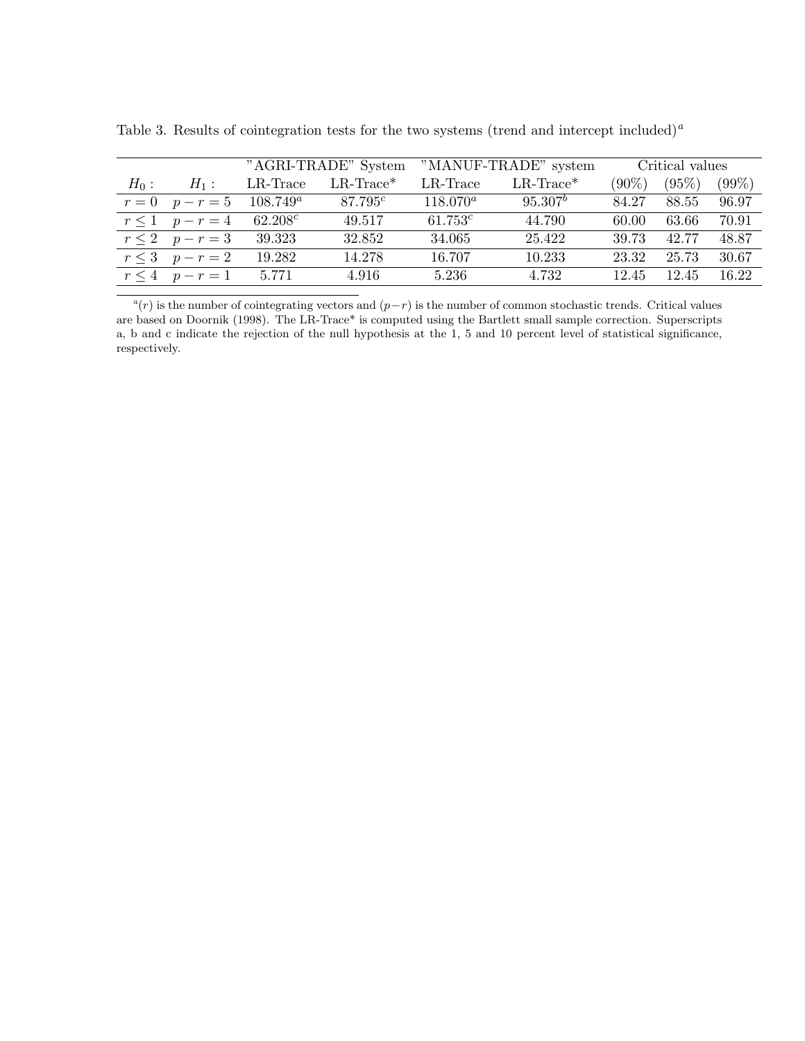Table 3. Results of cointegration tests for the two systems (trend and intercept included)[a]

| | | "AGRI-TRADE" System | | "MANUF-TRADE" system | | Critical values | | |
|---|---|---|---|---|---|---|---|---|
| $H_0:$ | $H_1:$ | LR-Trace | LR-Trace* | LR-Trace | LR-Trace* | (90%) | (95%) | (99%) |
| $r=0$ | $p-r=5$ | 108.749[a] | 87.795[c] | 118.070[a] | 95.307[b] | 84.27 | 88.55 | 96.97 |
| $r\leq 1$ | $p-r=4$ | 62.208[c] | 49.517 | 61.753[c] | 44.790 | 60.00 | 63.66 | 70.91 |
| $r\leq 2$ | $p-r=3$ | 39.323 | 32.852 | 34.065 | 25.422 | 39.73 | 42.77 | 48.87 |
| $r\leq 3$ | $p-r=2$ | 19.282 | 14.278 | 16.707 | 10.233 | 23.32 | 25.73 | 30.67 |
| $r\leq 4$ | $p-r=1$ | 5.771 | 4.916 | 5.236 | 4.732 | 12.45 | 12.45 | 16.22 |

[a]$(r)$ is the number of cointegrating vectors and $(p-r)$ is the number of common stochastic trends. Critical values are based on Doornik (1998). The LR-Trace* is computed using the Bartlett small sample correction. Superscripts a, b and c indicate the rejection of the null hypothesis at the 1, 5 and 10 percent level of statistical significance, respectively.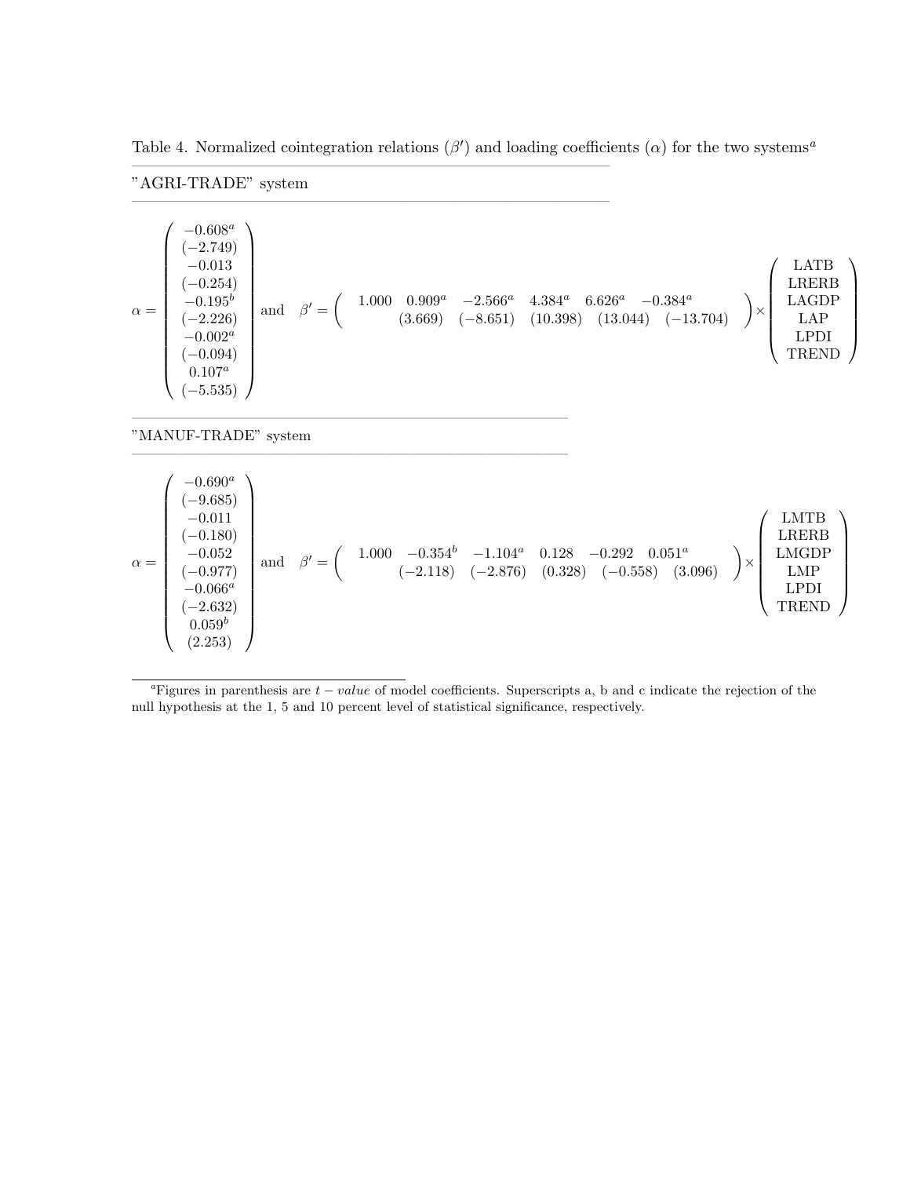Table 4. Normalized cointegration relations ($\beta'$) and loading coefficients ($\alpha$) for the two systems[a]

"AGRI-TRADE" system

$$\alpha = \begin{pmatrix} -0.608^a \\ (-2.749) \\ -0.013 \\ (-0.254) \\ -0.195^b \\ (-2.226) \\ -0.002^a \\ (-0.094) \\ 0.107^a \\ (-5.535) \end{pmatrix} \text{ and } \beta' = \begin{pmatrix} 1.000 & 0.909^a & -2.566^a & 4.384^a & 6.626^a & -0.384^a \\ & (3.669) & (-8.651) & (10.398) & (13.044) & (-13.704) \end{pmatrix} \times \begin{pmatrix} \text{LATB} \\ \text{LRERB} \\ \text{LAGDP} \\ \text{LAP} \\ \text{LPDI} \\ \text{TREND} \end{pmatrix}$$

"MANUF-TRADE" system

$$\alpha = \begin{pmatrix} -0.690^a \\ (-9.685) \\ -0.011 \\ (-0.180) \\ -0.052 \\ (-0.977) \\ -0.066^a \\ (-2.632) \\ 0.059^b \\ (2.253) \end{pmatrix} \text{ and } \beta' = \begin{pmatrix} 1.000 & -0.354^b & -1.104^a & 0.128 & -0.292 & 0.051^a \\ & (-2.118) & (-2.876) & (0.328) & (-0.558) & (3.096) \end{pmatrix} \times \begin{pmatrix} \text{LMTB} \\ \text{LRERB} \\ \text{LMGDP} \\ \text{LMP} \\ \text{LPDI} \\ \text{TREND} \end{pmatrix}$$

[a] Figures in parenthesis are $t-value$ of model coefficients. Superscripts a, b and c indicate the rejection of the null hypothesis at the 1, 5 and 10 percent level of statistical significance, respectively.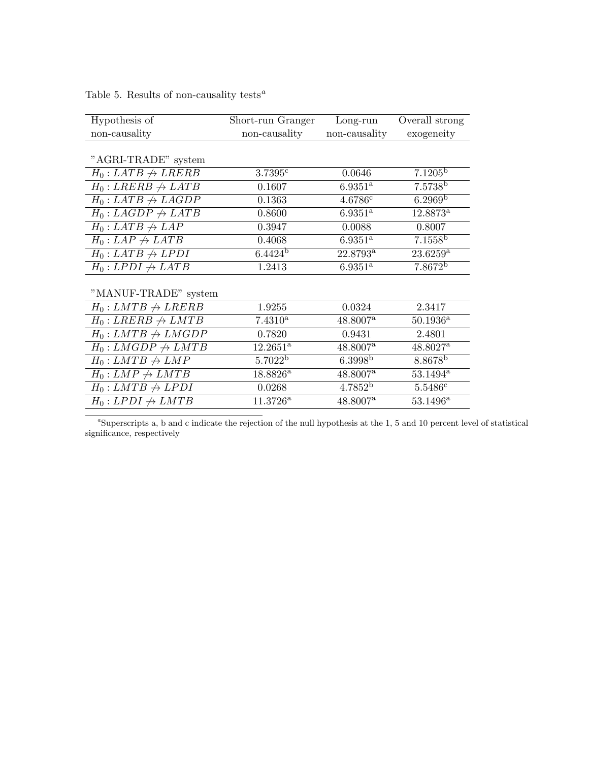Table 5. Results of non-causality tests[a]

| Hypothesis of non-causality | Short-run Granger non-causality | Long-run non-causality | Overall strong exogeneity |
|---|---|---|---|
| "AGRI-TRADE" system | | | |
| $H_0 : LATB \nrightarrow LRERB$ | 3.7395[c] | 0.0646 | 7.1205[b] |
| $H_0 : LRERB \nrightarrow LATB$ | 0.1607 | 6.9351[a] | 7.5738[b] |
| $H_0 : LATB \nrightarrow LAGDP$ | 0.1363 | 4.6786[c] | 6.2969[b] |
| $H_0 : LAGDP \nrightarrow LATB$ | 0.8600 | 6.9351[a] | 12.8873[a] |
| $H_0 : LATB \nrightarrow LAP$ | 0.3947 | 0.0088 | 0.8007 |
| $H_0 : LAP \nrightarrow LATB$ | 0.4068 | 6.9351[a] | 7.1558[b] |
| $H_0 : LATB \nrightarrow LPDI$ | 6.4424[b] | 22.8793[a] | 23.6259[a] |
| $H_0 : LPDI \nrightarrow LATB$ | 1.2413 | 6.9351[a] | 7.8672[b] |
| "MANUF-TRADE" system | | | |
| $H_0 : LMTB \nrightarrow LRERB$ | 1.9255 | 0.0324 | 2.3417 |
| $H_0 : LRERB \nrightarrow LMTB$ | 7.4310[a] | 48.8007[a] | 50.1936[a] |
| $H_0 : LMTB \nrightarrow LMGDP$ | 0.7820 | 0.9431 | 2.4801 |
| $H_0 : LMGDP \nrightarrow LMTB$ | 12.2651[a] | 48.8007[a] | 48.8027[a] |
| $H_0 : LMTB \nrightarrow LMP$ | 5.7022[b] | 6.3998[b] | 8.8678[b] |
| $H_0 : LMP \nrightarrow LMTB$ | 18.8826[a] | 48.8007[a] | 53.1494[a] |
| $H_0 : LMTB \nrightarrow LPDI$ | 0.0268 | 4.7852[b] | 5.5486[c] |
| $H_0 : LPDI \nrightarrow LMTB$ | 11.3726[a] | 48.8007[a] | 53.1496[a] |

[a] Superscripts a, b and c indicate the rejection of the null hypothesis at the 1, 5 and 10 percent level of statistical significance, respectively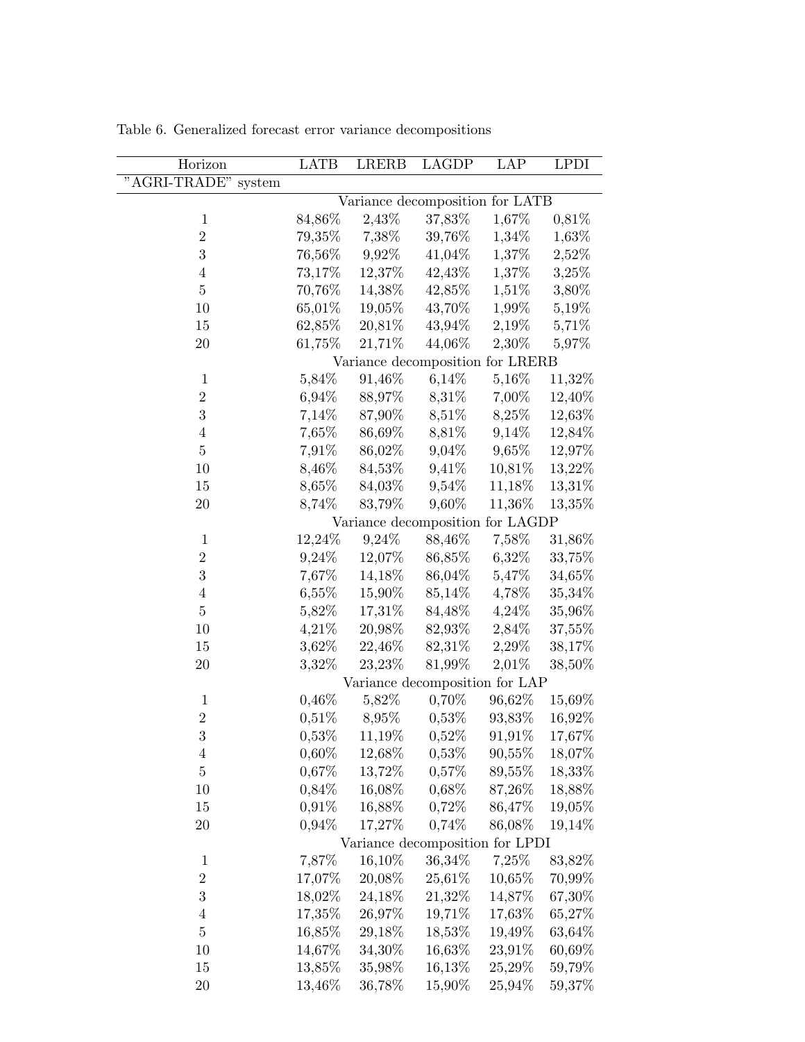Table 6. Generalized forecast error variance decompositions

| Horizon | LATB | LRERB | LAGDP | LAP | LPDI |
|---|---|---|---|---|---|
| "AGRI-TRADE" system | | | | | |
| | Variance decomposition for LATB | | | | |
| 1 | 84,86% | 2,43% | 37,83% | 1,67% | 0,81% |
| 2 | 79,35% | 7,38% | 39,76% | 1,34% | 1,63% |
| 3 | 76,56% | 9,92% | 41,04% | 1,37% | 2,52% |
| 4 | 73,17% | 12,37% | 42,43% | 1,37% | 3,25% |
| 5 | 70,76% | 14,38% | 42,85% | 1,51% | 3,80% |
| 10 | 65,01% | 19,05% | 43,70% | 1,99% | 5,19% |
| 15 | 62,85% | 20,81% | 43,94% | 2,19% | 5,71% |
| 20 | 61,75% | 21,71% | 44,06% | 2,30% | 5,97% |
| | Variance decomposition for LRERB | | | | |
| 1 | 5,84% | 91,46% | 6,14% | 5,16% | 11,32% |
| 2 | 6,94% | 88,97% | 8,31% | 7,00% | 12,40% |
| 3 | 7,14% | 87,90% | 8,51% | 8,25% | 12,63% |
| 4 | 7,65% | 86,69% | 8,81% | 9,14% | 12,84% |
| 5 | 7,91% | 86,02% | 9,04% | 9,65% | 12,97% |
| 10 | 8,46% | 84,53% | 9,41% | 10,81% | 13,22% |
| 15 | 8,65% | 84,03% | 9,54% | 11,18% | 13,31% |
| 20 | 8,74% | 83,79% | 9,60% | 11,36% | 13,35% |
| | Variance decomposition for LAGDP | | | | |
| 1 | 12,24% | 9,24% | 88,46% | 7,58% | 31,86% |
| 2 | 9,24% | 12,07% | 86,85% | 6,32% | 33,75% |
| 3 | 7,67% | 14,18% | 86,04% | 5,47% | 34,65% |
| 4 | 6,55% | 15,90% | 85,14% | 4,78% | 35,34% |
| 5 | 5,82% | 17,31% | 84,48% | 4,24% | 35,96% |
| 10 | 4,21% | 20,98% | 82,93% | 2,84% | 37,55% |
| 15 | 3,62% | 22,46% | 82,31% | 2,29% | 38,17% |
| 20 | 3,32% | 23,23% | 81,99% | 2,01% | 38,50% |
| | Variance decomposition for LAP | | | | |
| 1 | 0,46% | 5,82% | 0,70% | 96,62% | 15,69% |
| 2 | 0,51% | 8,95% | 0,53% | 93,83% | 16,92% |
| 3 | 0,53% | 11,19% | 0,52% | 91,91% | 17,67% |
| 4 | 0,60% | 12,68% | 0,53% | 90,55% | 18,07% |
| 5 | 0,67% | 13,72% | 0,57% | 89,55% | 18,33% |
| 10 | 0,84% | 16,08% | 0,68% | 87,26% | 18,88% |
| 15 | 0,91% | 16,88% | 0,72% | 86,47% | 19,05% |
| 20 | 0,94% | 17,27% | 0,74% | 86,08% | 19,14% |
| | Variance decomposition for LPDI | | | | |
| 1 | 7,87% | 16,10% | 36,34% | 7,25% | 83,82% |
| 2 | 17,07% | 20,08% | 25,61% | 10,65% | 70,99% |
| 3 | 18,02% | 24,18% | 21,32% | 14,87% | 67,30% |
| 4 | 17,35% | 26,97% | 19,71% | 17,63% | 65,27% |
| 5 | 16,85% | 29,18% | 18,53% | 19,49% | 63,64% |
| 10 | 14,67% | 34,30% | 16,63% | 23,91% | 60,69% |
| 15 | 13,85% | 35,98% | 16,13% | 25,29% | 59,79% |
| 20 | 13,46% | 36,78% | 15,90% | 25,94% | 59,37% |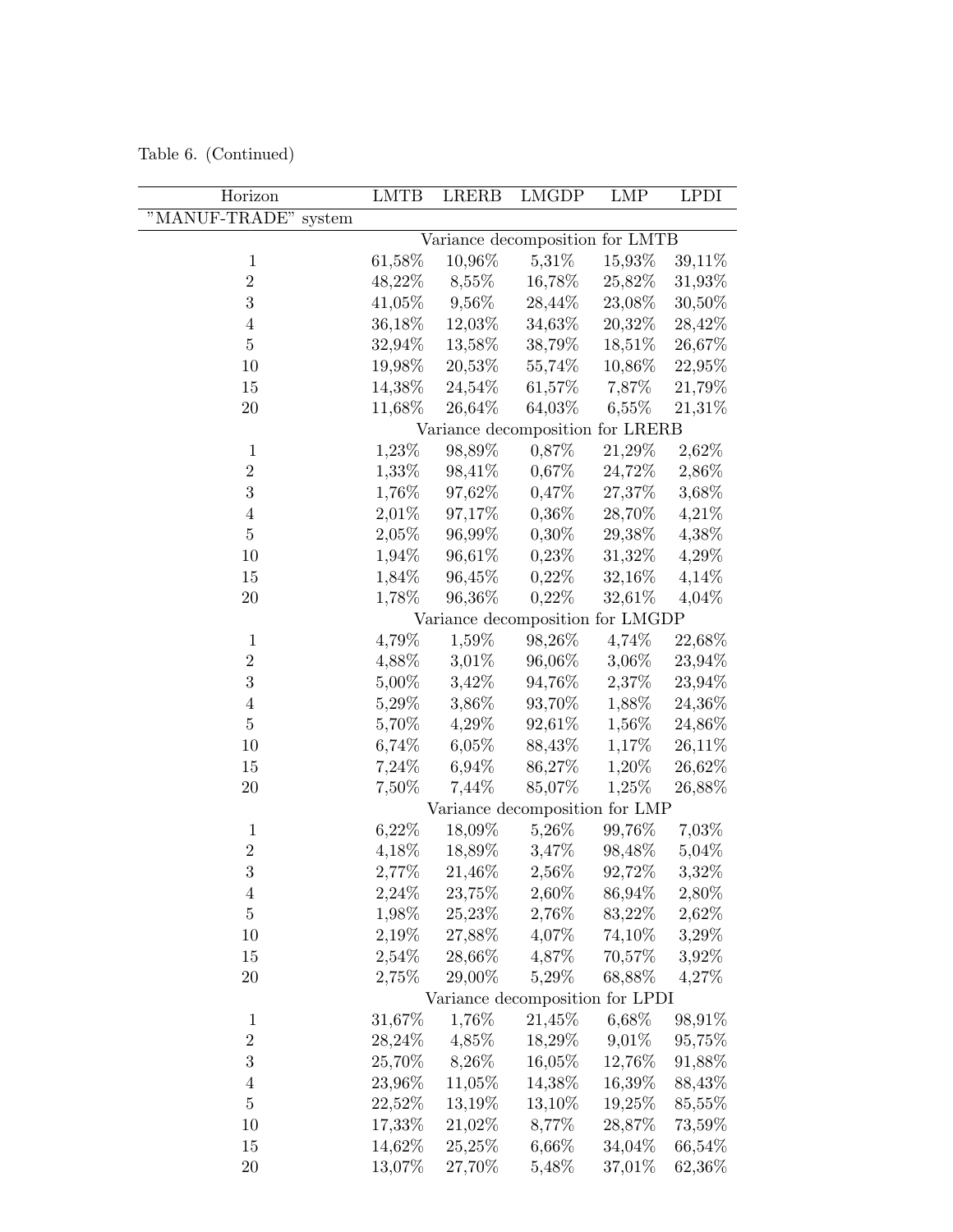Table 6. (Continued)

| Horizon | LMTB | LRERB | LMGDP | LMP | LPDI |
|---|---|---|---|---|---|
| "MANUF-TRADE" system | | | | | |
| | Variance decomposition for LMTB | | | | |
| 1 | 61,58% | 10,96% | 5,31% | 15,93% | 39,11% |
| 2 | 48,22% | 8,55% | 16,78% | 25,82% | 31,93% |
| 3 | 41,05% | 9,56% | 28,44% | 23,08% | 30,50% |
| 4 | 36,18% | 12,03% | 34,63% | 20,32% | 28,42% |
| 5 | 32,94% | 13,58% | 38,79% | 18,51% | 26,67% |
| 10 | 19,98% | 20,53% | 55,74% | 10,86% | 22,95% |
| 15 | 14,38% | 24,54% | 61,57% | 7,87% | 21,79% |
| 20 | 11,68% | 26,64% | 64,03% | 6,55% | 21,31% |
| | Variance decomposition for LRERB | | | | |
| 1 | 1,23% | 98,89% | 0,87% | 21,29% | 2,62% |
| 2 | 1,33% | 98,41% | 0,67% | 24,72% | 2,86% |
| 3 | 1,76% | 97,62% | 0,47% | 27,37% | 3,68% |
| 4 | 2,01% | 97,17% | 0,36% | 28,70% | 4,21% |
| 5 | 2,05% | 96,99% | 0,30% | 29,38% | 4,38% |
| 10 | 1,94% | 96,61% | 0,23% | 31,32% | 4,29% |
| 15 | 1,84% | 96,45% | 0,22% | 32,16% | 4,14% |
| 20 | 1,78% | 96,36% | 0,22% | 32,61% | 4,04% |
| | Variance decomposition for LMGDP | | | | |
| 1 | 4,79% | 1,59% | 98,26% | 4,74% | 22,68% |
| 2 | 4,88% | 3,01% | 96,06% | 3,06% | 23,94% |
| 3 | 5,00% | 3,42% | 94,76% | 2,37% | 23,94% |
| 4 | 5,29% | 3,86% | 93,70% | 1,88% | 24,36% |
| 5 | 5,70% | 4,29% | 92,61% | 1,56% | 24,86% |
| 10 | 6,74% | 6,05% | 88,43% | 1,17% | 26,11% |
| 15 | 7,24% | 6,94% | 86,27% | 1,20% | 26,62% |
| 20 | 7,50% | 7,44% | 85,07% | 1,25% | 26,88% |
| | Variance decomposition for LMP | | | | |
| 1 | 6,22% | 18,09% | 5,26% | 99,76% | 7,03% |
| 2 | 4,18% | 18,89% | 3,47% | 98,48% | 5,04% |
| 3 | 2,77% | 21,46% | 2,56% | 92,72% | 3,32% |
| 4 | 2,24% | 23,75% | 2,60% | 86,94% | 2,80% |
| 5 | 1,98% | 25,23% | 2,76% | 83,22% | 2,62% |
| 10 | 2,19% | 27,88% | 4,07% | 74,10% | 3,29% |
| 15 | 2,54% | 28,66% | 4,87% | 70,57% | 3,92% |
| 20 | 2,75% | 29,00% | 5,29% | 68,88% | 4,27% |
| | Variance decomposition for LPDI | | | | |
| 1 | 31,67% | 1,76% | 21,45% | 6,68% | 98,91% |
| 2 | 28,24% | 4,85% | 18,29% | 9,01% | 95,75% |
| 3 | 25,70% | 8,26% | 16,05% | 12,76% | 91,88% |
| 4 | 23,96% | 11,05% | 14,38% | 16,39% | 88,43% |
| 5 | 22,52% | 13,19% | 13,10% | 19,25% | 85,55% |
| 10 | 17,33% | 21,02% | 8,77% | 28,87% | 73,59% |
| 15 | 14,62% | 25,25% | 6,66% | 34,04% | 66,54% |
| 20 | 13,07% | 27,70% | 5,48% | 37,01% | 62,36% |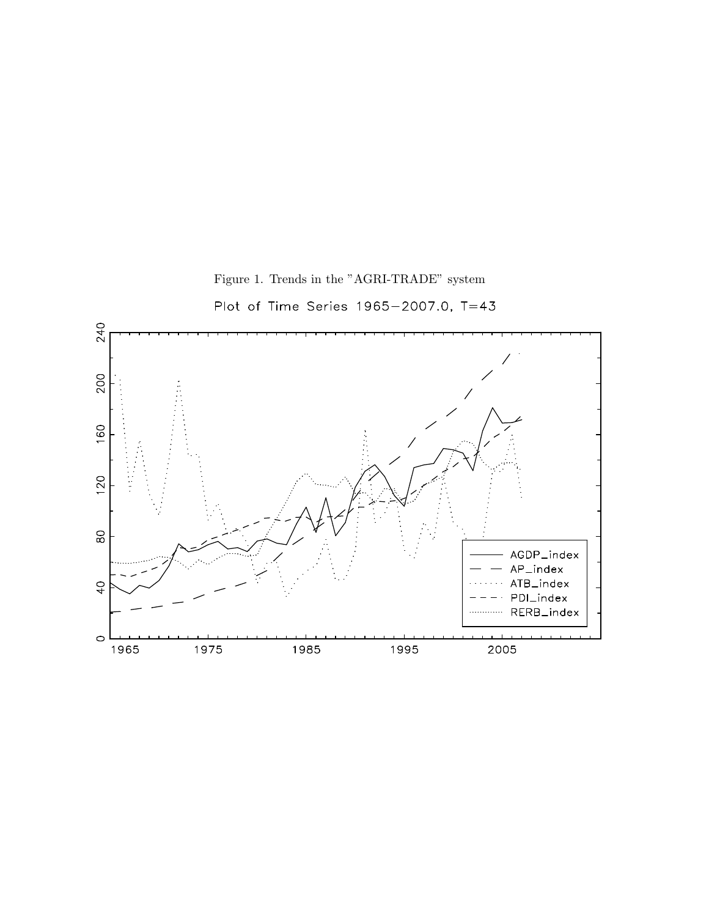Figure 1. Trends in the "AGRI-TRADE" system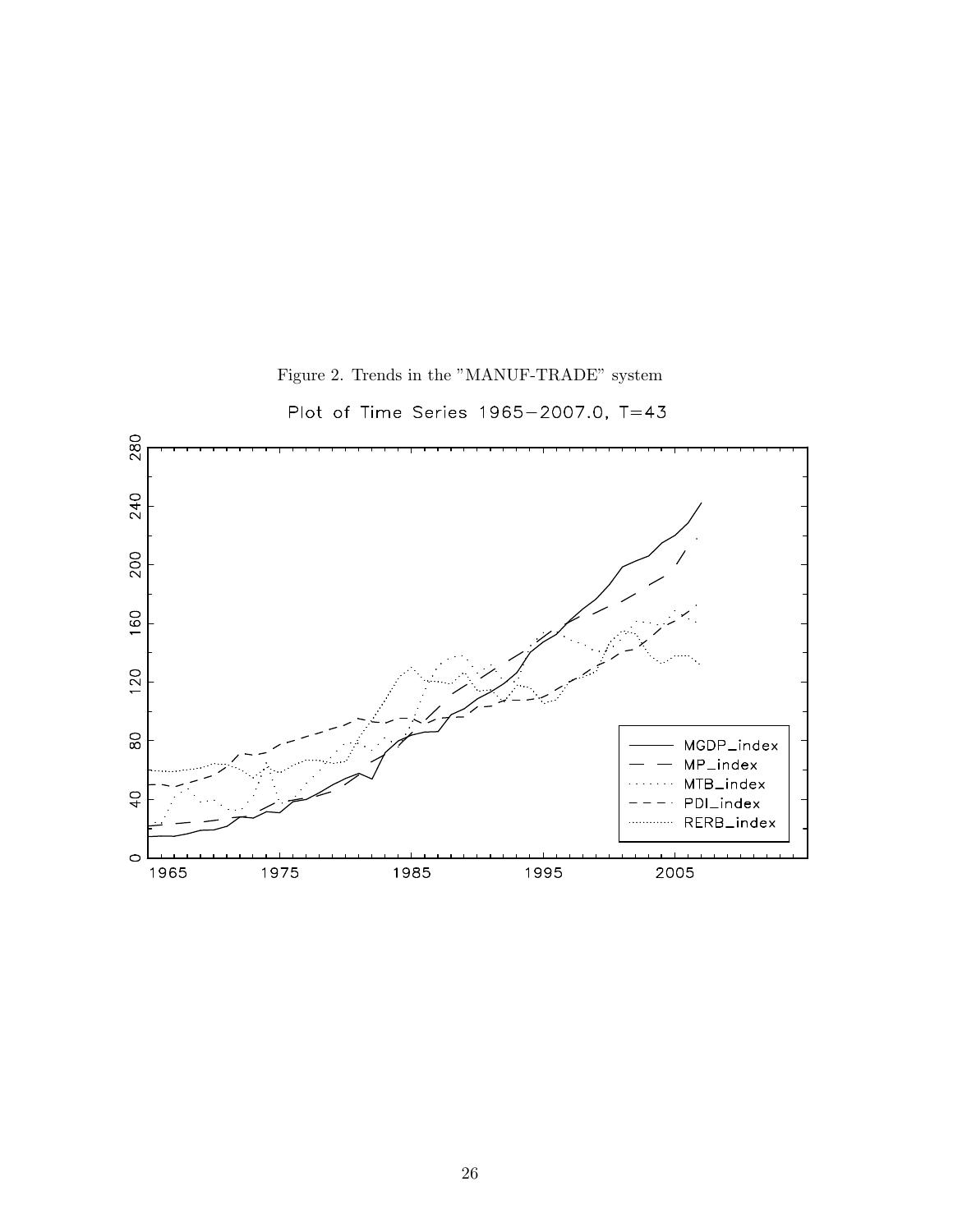Figure 2. Trends in the "MANUF-TRADE" system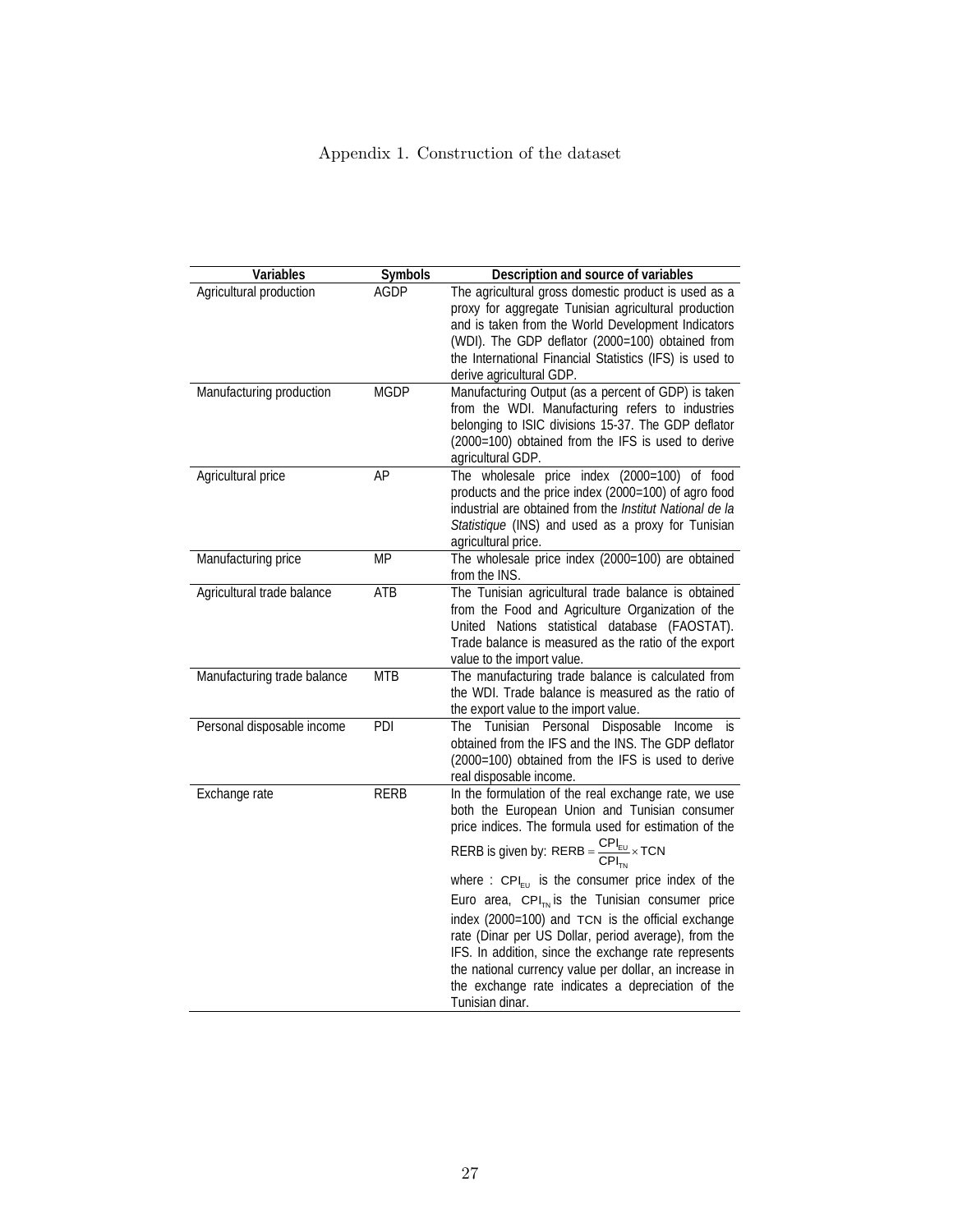# Appendix 1. Construction of the dataset

| Variables | Symbols | Description and source of variables |
|---|---|---|
| Agricultural production | AGDP | The agricultural gross domestic product is used as a proxy for aggregate Tunisian agricultural production and is taken from the World Development Indicators (WDI). The GDP deflator (2000=100) obtained from the International Financial Statistics (IFS) is used to derive agricultural GDP. |
| Manufacturing production | MGDP | Manufacturing Output (as a percent of GDP) is taken from the WDI. Manufacturing refers to industries belonging to ISIC divisions 15-37. The GDP deflator (2000=100) obtained from the IFS is used to derive agricultural GDP. |
| Agricultural price | AP | The wholesale price index (2000=100) of food products and the price index (2000=100) of agro food industrial are obtained from the *Institut National de la Statistique* (INS) and used as a proxy for Tunisian agricultural price. |
| Manufacturing price | MP | The wholesale price index (2000=100) are obtained from the INS. |
| Agricultural trade balance | ATB | The Tunisian agricultural trade balance is obtained from the Food and Agriculture Organization of the United Nations statistical database (FAOSTAT). Trade balance is measured as the ratio of the export value to the import value. |
| Manufacturing trade balance | MTB | The manufacturing trade balance is calculated from the WDI. Trade balance is measured as the ratio of the export value to the import value. |
| Personal disposable income | PDI | The Tunisian Personal Disposable Income is obtained from the IFS and the INS. The GDP deflator (2000=100) obtained from the IFS is used to derive real disposable income. |
| Exchange rate | RERB | In the formulation of the real exchange rate, we use both the European Union and Tunisian consumer price indices. The formula used for estimation of the RERB is given by: $RERB = \frac{CPI_{EU}}{CPI_{TN}} \times TCN$ where : $CPI_{EU}$ is the consumer price index of the Euro area, $CPI_{TN}$ is the Tunisian consumer price index (2000=100) and $TCN$ is the official exchange rate (Dinar per US Dollar, period average), from the IFS. In addition, since the exchange rate represents the national currency value per dollar, an increase in the exchange rate indicates a depreciation of the Tunisian dinar. |